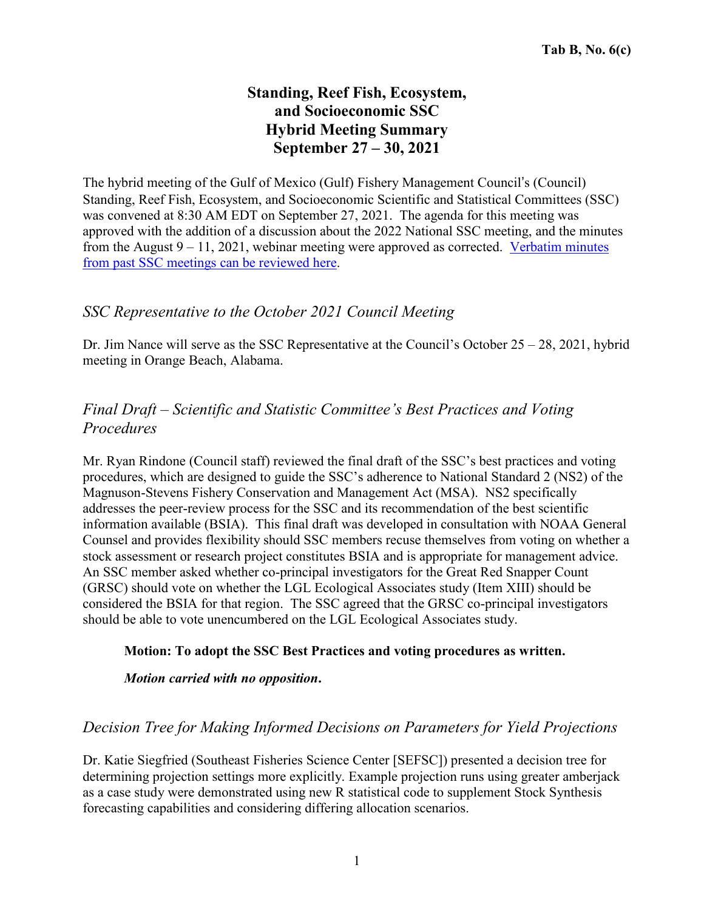**Tab B, No. 6(c)**

# Standing, Reef Fish, Ecosystem, and Socioeconomic SSC Hybrid Meeting Summary September 27 – 30, 2021

The hybrid meeting of the Gulf of Mexico (Gulf) Fishery Management Council's (Council) Standing, Reef Fish, Ecosystem, and Socioeconomic Scientific and Statistical Committees (SSC) was convened at 8:30 AM EDT on September 27, 2021. The agenda for this meeting was approved with the addition of a discussion about the 2022 National SSC meeting, and the minutes from the August 9 – 11, 2021, webinar meeting were approved as corrected. [Verbatim minutes from past SSC meetings can be reviewed here](#).

## *SSC Representative to the October 2021 Council Meeting*

Dr. Jim Nance will serve as the SSC Representative at the Council's October 25 – 28, 2021, hybrid meeting in Orange Beach, Alabama.

## *Final Draft – Scientific and Statistic Committee's Best Practices and Voting Procedures*

Mr. Ryan Rindone (Council staff) reviewed the final draft of the SSC's best practices and voting procedures, which are designed to guide the SSC's adherence to National Standard 2 (NS2) of the Magnuson-Stevens Fishery Conservation and Management Act (MSA). NS2 specifically addresses the peer-review process for the SSC and its recommendation of the best scientific information available (BSIA). This final draft was developed in consultation with NOAA General Counsel and provides flexibility should SSC members recuse themselves from voting on whether a stock assessment or research project constitutes BSIA and is appropriate for management advice. An SSC member asked whether co-principal investigators for the Great Red Snapper Count (GRSC) should vote on whether the LGL Ecological Associates study (Item XIII) should be considered the BSIA for that region. The SSC agreed that the GRSC co-principal investigators should be able to vote unencumbered on the LGL Ecological Associates study.

**Motion: To adopt the SSC Best Practices and voting procedures as written.**

***Motion carried with no opposition*.**

## *Decision Tree for Making Informed Decisions on Parameters for Yield Projections*

Dr. Katie Siegfried (Southeast Fisheries Science Center [SEFSC]) presented a decision tree for determining projection settings more explicitly. Example projection runs using greater amberjack as a case study were demonstrated using new R statistical code to supplement Stock Synthesis forecasting capabilities and considering differing allocation scenarios.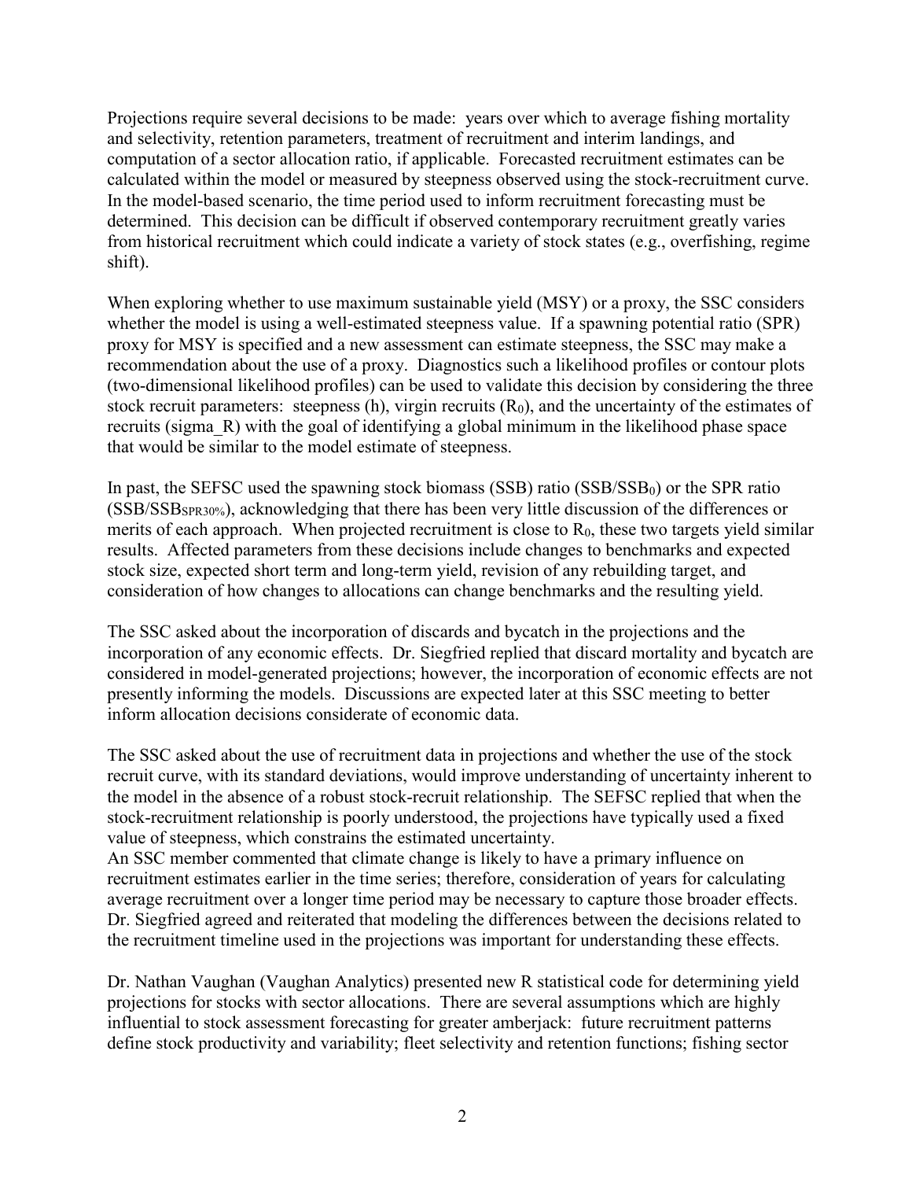Projections require several decisions to be made: years over which to average fishing mortality and selectivity, retention parameters, treatment of recruitment and interim landings, and computation of a sector allocation ratio, if applicable. Forecasted recruitment estimates can be calculated within the model or measured by steepness observed using the stock-recruitment curve. In the model-based scenario, the time period used to inform recruitment forecasting must be determined. This decision can be difficult if observed contemporary recruitment greatly varies from historical recruitment which could indicate a variety of stock states (e.g., overfishing, regime shift).

When exploring whether to use maximum sustainable yield (MSY) or a proxy, the SSC considers whether the model is using a well-estimated steepness value. If a spawning potential ratio (SPR) proxy for MSY is specified and a new assessment can estimate steepness, the SSC may make a recommendation about the use of a proxy. Diagnostics such a likelihood profiles or contour plots (two-dimensional likelihood profiles) can be used to validate this decision by considering the three stock recruit parameters: steepness (h), virgin recruits ($R_0$), and the uncertainty of the estimates of recruits (sigma_R) with the goal of identifying a global minimum in the likelihood phase space that would be similar to the model estimate of steepness.

In past, the SEFSC used the spawning stock biomass (SSB) ratio ($SSB/SSB_0$) or the SPR ratio ($SSB/SSB_{SPR30\%}$), acknowledging that there has been very little discussion of the differences or merits of each approach. When projected recruitment is close to $R_0$, these two targets yield similar results. Affected parameters from these decisions include changes to benchmarks and expected stock size, expected short term and long-term yield, revision of any rebuilding target, and consideration of how changes to allocations can change benchmarks and the resulting yield.

The SSC asked about the incorporation of discards and bycatch in the projections and the incorporation of any economic effects. Dr. Siegfried replied that discard mortality and bycatch are considered in model-generated projections; however, the incorporation of economic effects are not presently informing the models. Discussions are expected later at this SSC meeting to better inform allocation decisions considerate of economic data.

The SSC asked about the use of recruitment data in projections and whether the use of the stock recruit curve, with its standard deviations, would improve understanding of uncertainty inherent to the model in the absence of a robust stock-recruit relationship. The SEFSC replied that when the stock-recruitment relationship is poorly understood, the projections have typically used a fixed value of steepness, which constrains the estimated uncertainty.

An SSC member commented that climate change is likely to have a primary influence on recruitment estimates earlier in the time series; therefore, consideration of years for calculating average recruitment over a longer time period may be necessary to capture those broader effects. Dr. Siegfried agreed and reiterated that modeling the differences between the decisions related to the recruitment timeline used in the projections was important for understanding these effects.

Dr. Nathan Vaughan (Vaughan Analytics) presented new R statistical code for determining yield projections for stocks with sector allocations. There are several assumptions which are highly influential to stock assessment forecasting for greater amberjack: future recruitment patterns define stock productivity and variability; fleet selectivity and retention functions; fishing sector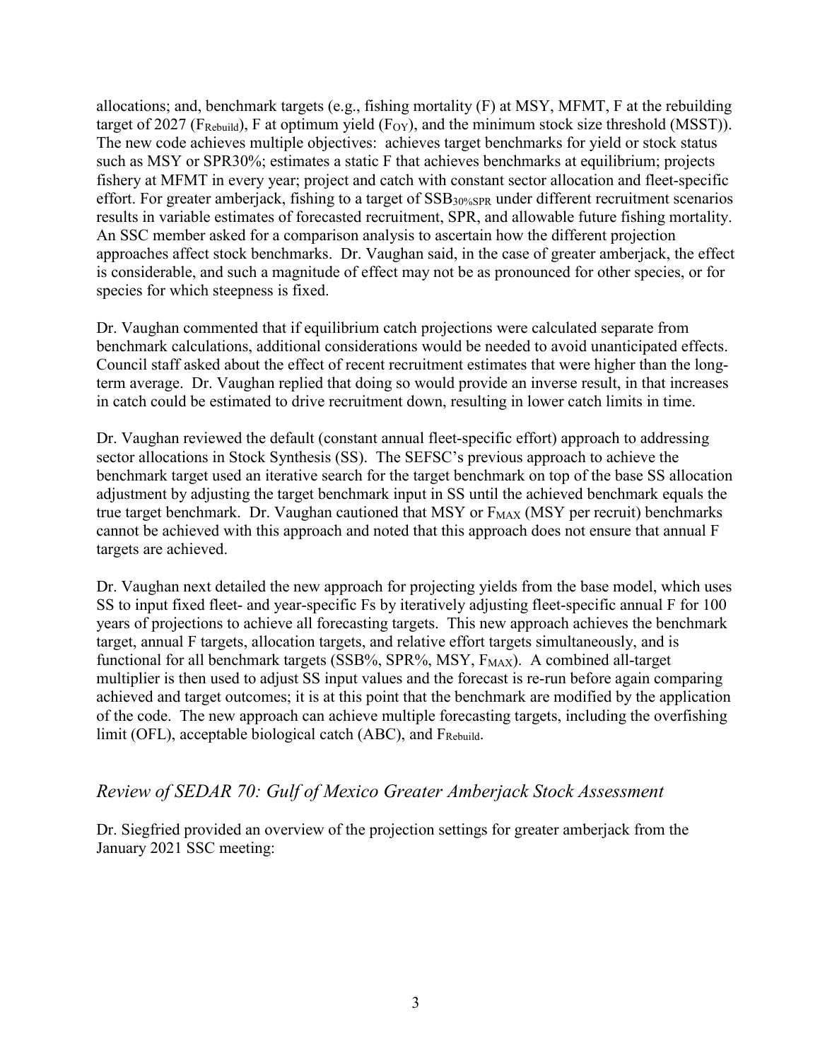allocations; and, benchmark targets (e.g., fishing mortality (F) at MSY, MFMT, F at the rebuilding target of 2027 ($F_{Rebuild}$), F at optimum yield ($F_{OY}$), and the minimum stock size threshold (MSST)). The new code achieves multiple objectives: achieves target benchmarks for yield or stock status such as MSY or SPR30%; estimates a static F that achieves benchmarks at equilibrium; projects fishery at MFMT in every year; project and catch with constant sector allocation and fleet-specific effort. For greater amberjack, fishing to a target of $SSB_{30\%SPR}$ under different recruitment scenarios results in variable estimates of forecasted recruitment, SPR, and allowable future fishing mortality. An SSC member asked for a comparison analysis to ascertain how the different projection approaches affect stock benchmarks. Dr. Vaughan said, in the case of greater amberjack, the effect is considerable, and such a magnitude of effect may not be as pronounced for other species, or for species for which steepness is fixed.

Dr. Vaughan commented that if equilibrium catch projections were calculated separate from benchmark calculations, additional considerations would be needed to avoid unanticipated effects. Council staff asked about the effect of recent recruitment estimates that were higher than the long-term average. Dr. Vaughan replied that doing so would provide an inverse result, in that increases in catch could be estimated to drive recruitment down, resulting in lower catch limits in time.

Dr. Vaughan reviewed the default (constant annual fleet-specific effort) approach to addressing sector allocations in Stock Synthesis (SS). The SEFSC's previous approach to achieve the benchmark target used an iterative search for the target benchmark on top of the base SS allocation adjustment by adjusting the target benchmark input in SS until the achieved benchmark equals the true target benchmark. Dr. Vaughan cautioned that MSY or $F_{MAX}$ (MSY per recruit) benchmarks cannot be achieved with this approach and noted that this approach does not ensure that annual F targets are achieved.

Dr. Vaughan next detailed the new approach for projecting yields from the base model, which uses SS to input fixed fleet- and year-specific Fs by iteratively adjusting fleet-specific annual F for 100 years of projections to achieve all forecasting targets. This new approach achieves the benchmark target, annual F targets, allocation targets, and relative effort targets simultaneously, and is functional for all benchmark targets (SSB%, SPR%, MSY, $F_{MAX}$). A combined all-target multiplier is then used to adjust SS input values and the forecast is re-run before again comparing achieved and target outcomes; it is at this point that the benchmark are modified by the application of the code. The new approach can achieve multiple forecasting targets, including the overfishing limit (OFL), acceptable biological catch (ABC), and $F_{Rebuild}$.

## *Review of SEDAR 70: Gulf of Mexico Greater Amberjack Stock Assessment*

Dr. Siegfried provided an overview of the projection settings for greater amberjack from the January 2021 SSC meeting: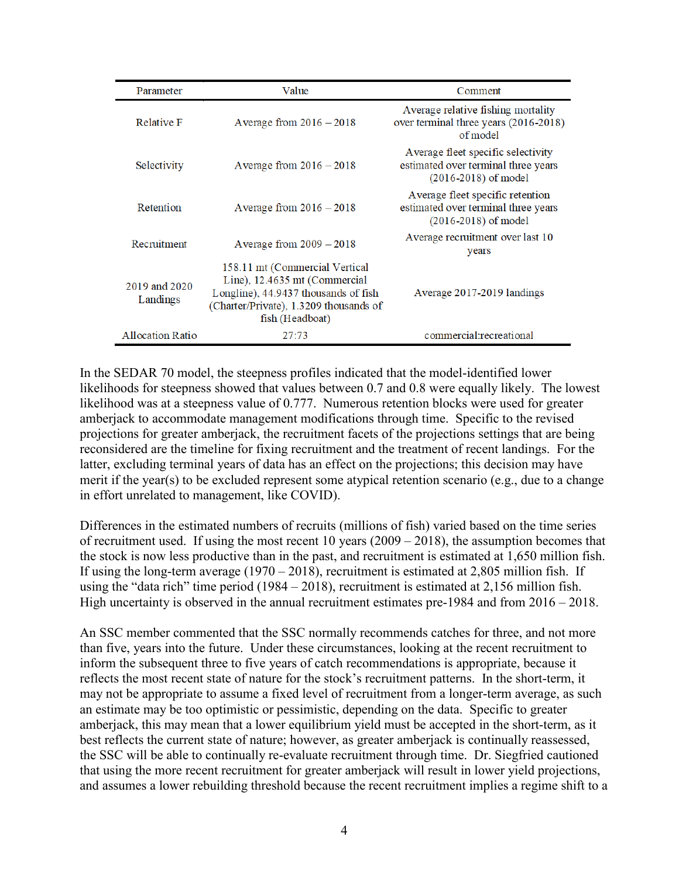| Parameter | Value | Comment |
|---|---|---|
| Relative F | Average from 2016 – 2018 | Average relative fishing mortality over terminal three years (2016-2018) of model |
| Selectivity | Average from 2016 – 2018 | Average fleet specific selectivity estimated over terminal three years (2016-2018) of model |
| Retention | Average from 2016 – 2018 | Average fleet specific retention estimated over terminal three years (2016-2018) of model |
| Recruitment | Average from 2009 – 2018 | Average recruitment over last 10 years |
| 2019 and 2020 Landings | 158.11 mt (Commercial Vertical Line), 12.4635 mt (Commercial Longline), 44.9437 thousands of fish (Charter/Private), 1.3209 thousands of fish (Headboat) | Average 2017-2019 landings |
| Allocation Ratio | 27:73 | commercial:recreational |

In the SEDAR 70 model, the steepness profiles indicated that the model-identified lower likelihoods for steepness showed that values between 0.7 and 0.8 were equally likely. The lowest likelihood was at a steepness value of 0.777. Numerous retention blocks were used for greater amberjack to accommodate management modifications through time. Specific to the revised projections for greater amberjack, the recruitment facets of the projections settings that are being reconsidered are the timeline for fixing recruitment and the treatment of recent landings. For the latter, excluding terminal years of data has an effect on the projections; this decision may have merit if the year(s) to be excluded represent some atypical retention scenario (e.g., due to a change in effort unrelated to management, like COVID).

Differences in the estimated numbers of recruits (millions of fish) varied based on the time series of recruitment used. If using the most recent 10 years (2009 – 2018), the assumption becomes that the stock is now less productive than in the past, and recruitment is estimated at 1,650 million fish. If using the long-term average (1970 – 2018), recruitment is estimated at 2,805 million fish. If using the "data rich" time period (1984 – 2018), recruitment is estimated at 2,156 million fish. High uncertainty is observed in the annual recruitment estimates pre-1984 and from 2016 – 2018.

An SSC member commented that the SSC normally recommends catches for three, and not more than five, years into the future. Under these circumstances, looking at the recent recruitment to inform the subsequent three to five years of catch recommendations is appropriate, because it reflects the most recent state of nature for the stock's recruitment patterns. In the short-term, it may not be appropriate to assume a fixed level of recruitment from a longer-term average, as such an estimate may be too optimistic or pessimistic, depending on the data. Specific to greater amberjack, this may mean that a lower equilibrium yield must be accepted in the short-term, as it best reflects the current state of nature; however, as greater amberjack is continually reassessed, the SSC will be able to continually re-evaluate recruitment through time. Dr. Siegfried cautioned that using the more recent recruitment for greater amberjack will result in lower yield projections, and assumes a lower rebuilding threshold because the recent recruitment implies a regime shift to a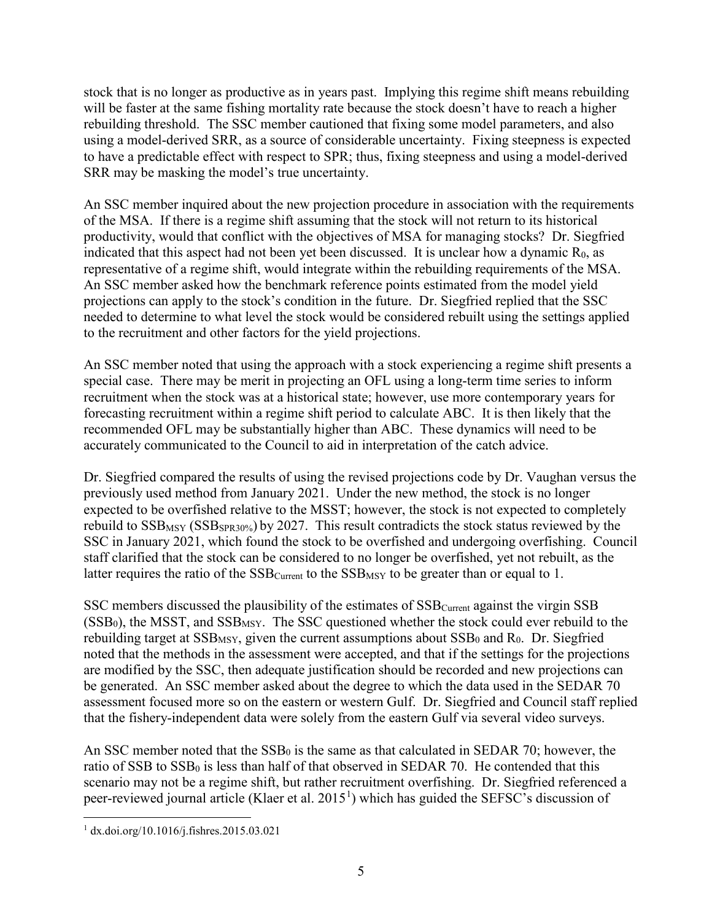stock that is no longer as productive as in years past. Implying this regime shift means rebuilding will be faster at the same fishing mortality rate because the stock doesn't have to reach a higher rebuilding threshold. The SSC member cautioned that fixing some model parameters, and also using a model-derived SRR, as a source of considerable uncertainty. Fixing steepness is expected to have a predictable effect with respect to SPR; thus, fixing steepness and using a model-derived SRR may be masking the model's true uncertainty.

An SSC member inquired about the new projection procedure in association with the requirements of the MSA. If there is a regime shift assuming that the stock will not return to its historical productivity, would that conflict with the objectives of MSA for managing stocks? Dr. Siegfried indicated that this aspect had not been yet been discussed. It is unclear how a dynamic $R_0$, as representative of a regime shift, would integrate within the rebuilding requirements of the MSA. An SSC member asked how the benchmark reference points estimated from the model yield projections can apply to the stock's condition in the future. Dr. Siegfried replied that the SSC needed to determine to what level the stock would be considered rebuilt using the settings applied to the recruitment and other factors for the yield projections.

An SSC member noted that using the approach with a stock experiencing a regime shift presents a special case. There may be merit in projecting an OFL using a long-term time series to inform recruitment when the stock was at a historical state; however, use more contemporary years for forecasting recruitment within a regime shift period to calculate ABC. It is then likely that the recommended OFL may be substantially higher than ABC. These dynamics will need to be accurately communicated to the Council to aid in interpretation of the catch advice.

Dr. Siegfried compared the results of using the revised projections code by Dr. Vaughan versus the previously used method from January 2021. Under the new method, the stock is no longer expected to be overfished relative to the MSST; however, the stock is not expected to completely rebuild to $SSB_{MSY}$ ($SSB_{SPR30\%}$) by 2027. This result contradicts the stock status reviewed by the SSC in January 2021, which found the stock to be overfished and undergoing overfishing. Council staff clarified that the stock can be considered to no longer be overfished, yet not rebuilt, as the latter requires the ratio of the $SSB_{Current}$ to the $SSB_{MSY}$ to be greater than or equal to 1.

SSC members discussed the plausibility of the estimates of $SSB_{Current}$ against the virgin SSB ($SSB_0$), the MSST, and $SSB_{MSY}$. The SSC questioned whether the stock could ever rebuild to the rebuilding target at $SSB_{MSY}$, given the current assumptions about $SSB_0$ and $R_0$. Dr. Siegfried noted that the methods in the assessment were accepted, and that if the settings for the projections are modified by the SSC, then adequate justification should be recorded and new projections can be generated. An SSC member asked about the degree to which the data used in the SEDAR 70 assessment focused more so on the eastern or western Gulf. Dr. Siegfried and Council staff replied that the fishery-independent data were solely from the eastern Gulf via several video surveys.

An SSC member noted that the $SSB_0$ is the same as that calculated in SEDAR 70; however, the ratio of SSB to $SSB_0$ is less than half of that observed in SEDAR 70. He contended that this scenario may not be a regime shift, but rather recruitment overfishing. Dr. Siegfried referenced a peer-reviewed journal article (Klaer et al. 2015[1]) which has guided the SEFSC's discussion of

[1] dx.doi.org/10.1016/j.fishres.2015.03.021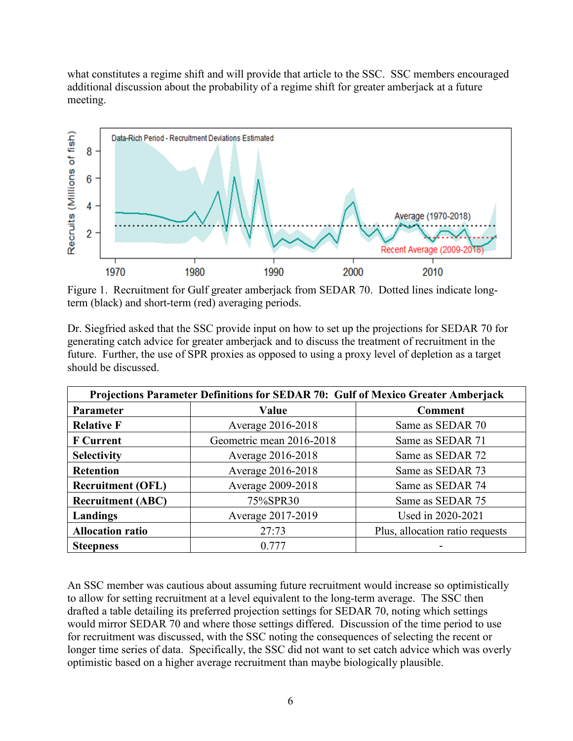what constitutes a regime shift and will provide that article to the SSC. SSC members encouraged additional discussion about the probability of a regime shift for greater amberjack at a future meeting.

Figure 1. Recruitment for Gulf greater amberjack from SEDAR 70. Dotted lines indicate long-term (black) and short-term (red) averaging periods.

Dr. Siegfried asked that the SSC provide input on how to set up the projections for SEDAR 70 for generating catch advice for greater amberjack and to discuss the treatment of recruitment in the future. Further, the use of SPR proxies as opposed to using a proxy level of depletion as a target should be discussed.

| **Projections Parameter Definitions for SEDAR 70: Gulf of Mexico Greater Amberjack** | | |
|---|---|---|
| **Parameter** | **Value** | **Comment** |
| **Relative F** | Average 2016-2018 | Same as SEDAR 70 |
| **F Current** | Geometric mean 2016-2018 | Same as SEDAR 71 |
| **Selectivity** | Average 2016-2018 | Same as SEDAR 72 |
| **Retention** | Average 2016-2018 | Same as SEDAR 73 |
| **Recruitment (OFL)** | Average 2009-2018 | Same as SEDAR 74 |
| **Recruitment (ABC)** | 75%SPR30 | Same as SEDAR 75 |
| **Landings** | Average 2017-2019 | Used in 2020-2021 |
| **Allocation ratio** | 27:73 | Plus, allocation ratio requests |
| **Steepness** | 0.777 | - |

An SSC member was cautious about assuming future recruitment would increase so optimistically to allow for setting recruitment at a level equivalent to the long-term average. The SSC then drafted a table detailing its preferred projection settings for SEDAR 70, noting which settings would mirror SEDAR 70 and where those settings differed. Discussion of the time period to use for recruitment was discussed, with the SSC noting the consequences of selecting the recent or longer time series of data. Specifically, the SSC did not want to set catch advice which was overly optimistic based on a higher average recruitment than maybe biologically plausible.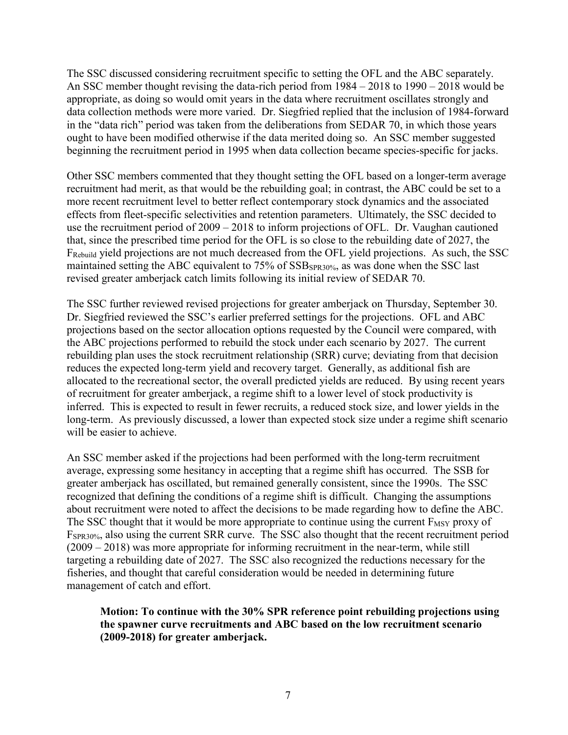The SSC discussed considering recruitment specific to setting the OFL and the ABC separately. An SSC member thought revising the data-rich period from 1984 – 2018 to 1990 – 2018 would be appropriate, as doing so would omit years in the data where recruitment oscillates strongly and data collection methods were more varied. Dr. Siegfried replied that the inclusion of 1984-forward in the "data rich" period was taken from the deliberations from SEDAR 70, in which those years ought to have been modified otherwise if the data merited doing so. An SSC member suggested beginning the recruitment period in 1995 when data collection became species-specific for jacks.

Other SSC members commented that they thought setting the OFL based on a longer-term average recruitment had merit, as that would be the rebuilding goal; in contrast, the ABC could be set to a more recent recruitment level to better reflect contemporary stock dynamics and the associated effects from fleet-specific selectivities and retention parameters. Ultimately, the SSC decided to use the recruitment period of 2009 – 2018 to inform projections of OFL. Dr. Vaughan cautioned that, since the prescribed time period for the OFL is so close to the rebuilding date of 2027, the $F_{Rebuild}$ yield projections are not much decreased from the OFL yield projections. As such, the SSC maintained setting the ABC equivalent to 75% of $SSB_{SPR30\%}$, as was done when the SSC last revised greater amberjack catch limits following its initial review of SEDAR 70.

The SSC further reviewed revised projections for greater amberjack on Thursday, September 30. Dr. Siegfried reviewed the SSC's earlier preferred settings for the projections. OFL and ABC projections based on the sector allocation options requested by the Council were compared, with the ABC projections performed to rebuild the stock under each scenario by 2027. The current rebuilding plan uses the stock recruitment relationship (SRR) curve; deviating from that decision reduces the expected long-term yield and recovery target. Generally, as additional fish are allocated to the recreational sector, the overall predicted yields are reduced. By using recent years of recruitment for greater amberjack, a regime shift to a lower level of stock productivity is inferred. This is expected to result in fewer recruits, a reduced stock size, and lower yields in the long-term. As previously discussed, a lower than expected stock size under a regime shift scenario will be easier to achieve.

An SSC member asked if the projections had been performed with the long-term recruitment average, expressing some hesitancy in accepting that a regime shift has occurred. The SSB for greater amberjack has oscillated, but remained generally consistent, since the 1990s. The SSC recognized that defining the conditions of a regime shift is difficult. Changing the assumptions about recruitment were noted to affect the decisions to be made regarding how to define the ABC. The SSC thought that it would be more appropriate to continue using the current $F_{MSY}$ proxy of $F_{SPR30\%}$, also using the current SRR curve. The SSC also thought that the recent recruitment period (2009 – 2018) was more appropriate for informing recruitment in the near-term, while still targeting a rebuilding date of 2027. The SSC also recognized the reductions necessary for the fisheries, and thought that careful consideration would be needed in determining future management of catch and effort.

> **Motion: To continue with the 30% SPR reference point rebuilding projections using the spawner curve recruitments and ABC based on the low recruitment scenario (2009-2018) for greater amberjack.**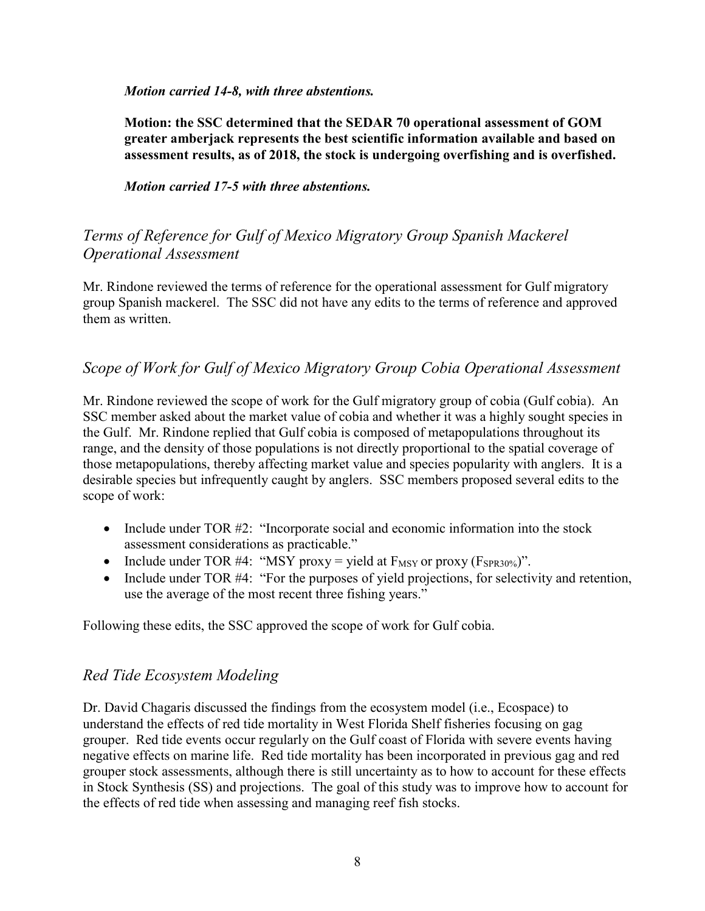*Motion carried 14-8, with three abstentions.*

**Motion: the SSC determined that the SEDAR 70 operational assessment of GOM greater amberjack represents the best scientific information available and based on assessment results, as of 2018, the stock is undergoing overfishing and is overfished.**

*Motion carried 17-5 with three abstentions.*

## *Terms of Reference for Gulf of Mexico Migratory Group Spanish Mackerel Operational Assessment*

Mr. Rindone reviewed the terms of reference for the operational assessment for Gulf migratory group Spanish mackerel. The SSC did not have any edits to the terms of reference and approved them as written.

## *Scope of Work for Gulf of Mexico Migratory Group Cobia Operational Assessment*

Mr. Rindone reviewed the scope of work for the Gulf migratory group of cobia (Gulf cobia). An SSC member asked about the market value of cobia and whether it was a highly sought species in the Gulf. Mr. Rindone replied that Gulf cobia is composed of metapopulations throughout its range, and the density of those populations is not directly proportional to the spatial coverage of those metapopulations, thereby affecting market value and species popularity with anglers. It is a desirable species but infrequently caught by anglers. SSC members proposed several edits to the scope of work:

- Include under TOR #2: "Incorporate social and economic information into the stock assessment considerations as practicable."
- Include under TOR #4: "MSY proxy = yield at $F_{MSY}$ or proxy ($F_{SPR30\%}$)".
- Include under TOR #4: "For the purposes of yield projections, for selectivity and retention, use the average of the most recent three fishing years."

Following these edits, the SSC approved the scope of work for Gulf cobia.

## *Red Tide Ecosystem Modeling*

Dr. David Chagaris discussed the findings from the ecosystem model (i.e., Ecospace) to understand the effects of red tide mortality in West Florida Shelf fisheries focusing on gag grouper. Red tide events occur regularly on the Gulf coast of Florida with severe events having negative effects on marine life. Red tide mortality has been incorporated in previous gag and red grouper stock assessments, although there is still uncertainty as to how to account for these effects in Stock Synthesis (SS) and projections. The goal of this study was to improve how to account for the effects of red tide when assessing and managing reef fish stocks.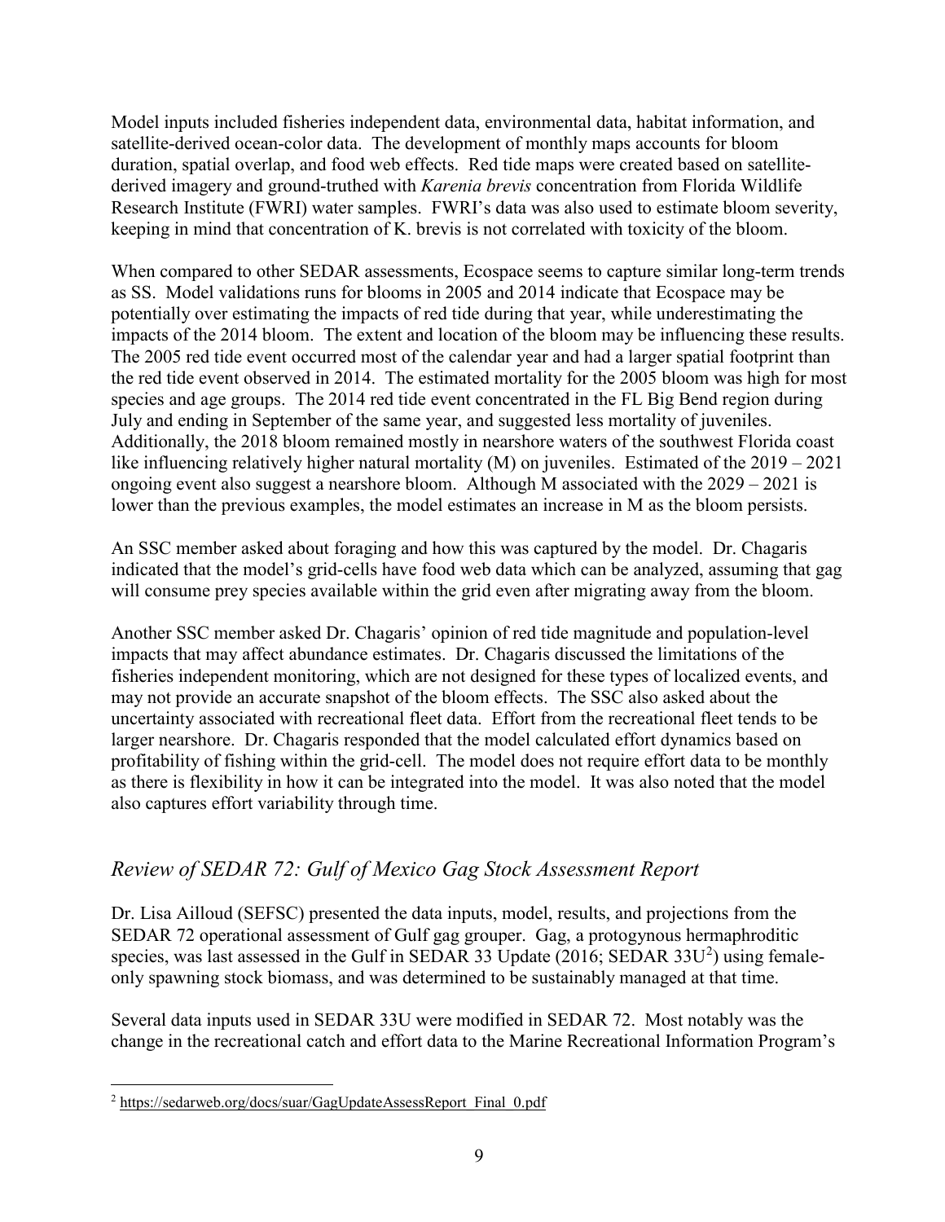Model inputs included fisheries independent data, environmental data, habitat information, and satellite-derived ocean-color data. The development of monthly maps accounts for bloom duration, spatial overlap, and food web effects. Red tide maps were created based on satellite-derived imagery and ground-truthed with *Karenia brevis* concentration from Florida Wildlife Research Institute (FWRI) water samples. FWRI's data was also used to estimate bloom severity, keeping in mind that concentration of K. brevis is not correlated with toxicity of the bloom.

When compared to other SEDAR assessments, Ecospace seems to capture similar long-term trends as SS. Model validations runs for blooms in 2005 and 2014 indicate that Ecospace may be potentially over estimating the impacts of red tide during that year, while underestimating the impacts of the 2014 bloom. The extent and location of the bloom may be influencing these results. The 2005 red tide event occurred most of the calendar year and had a larger spatial footprint than the red tide event observed in 2014. The estimated mortality for the 2005 bloom was high for most species and age groups. The 2014 red tide event concentrated in the FL Big Bend region during July and ending in September of the same year, and suggested less mortality of juveniles. Additionally, the 2018 bloom remained mostly in nearshore waters of the southwest Florida coast like influencing relatively higher natural mortality (M) on juveniles. Estimated of the 2019 – 2021 ongoing event also suggest a nearshore bloom. Although M associated with the 2029 – 2021 is lower than the previous examples, the model estimates an increase in M as the bloom persists.

An SSC member asked about foraging and how this was captured by the model. Dr. Chagaris indicated that the model's grid-cells have food web data which can be analyzed, assuming that gag will consume prey species available within the grid even after migrating away from the bloom.

Another SSC member asked Dr. Chagaris' opinion of red tide magnitude and population-level impacts that may affect abundance estimates. Dr. Chagaris discussed the limitations of the fisheries independent monitoring, which are not designed for these types of localized events, and may not provide an accurate snapshot of the bloom effects. The SSC also asked about the uncertainty associated with recreational fleet data. Effort from the recreational fleet tends to be larger nearshore. Dr. Chagaris responded that the model calculated effort dynamics based on profitability of fishing within the grid-cell. The model does not require effort data to be monthly as there is flexibility in how it can be integrated into the model. It was also noted that the model also captures effort variability through time.

## *Review of SEDAR 72: Gulf of Mexico Gag Stock Assessment Report*

Dr. Lisa Ailloud (SEFSC) presented the data inputs, model, results, and projections from the SEDAR 72 operational assessment of Gulf gag grouper. Gag, a protogynous hermaphroditic species, was last assessed in the Gulf in SEDAR 33 Update (2016; SEDAR 33U[2]) using female-only spawning stock biomass, and was determined to be sustainably managed at that time.

Several data inputs used in SEDAR 33U were modified in SEDAR 72. Most notably was the change in the recreational catch and effort data to the Marine Recreational Information Program's

[2] https://sedarweb.org/docs/suar/GagUpdateAssessReport_Final_0.pdf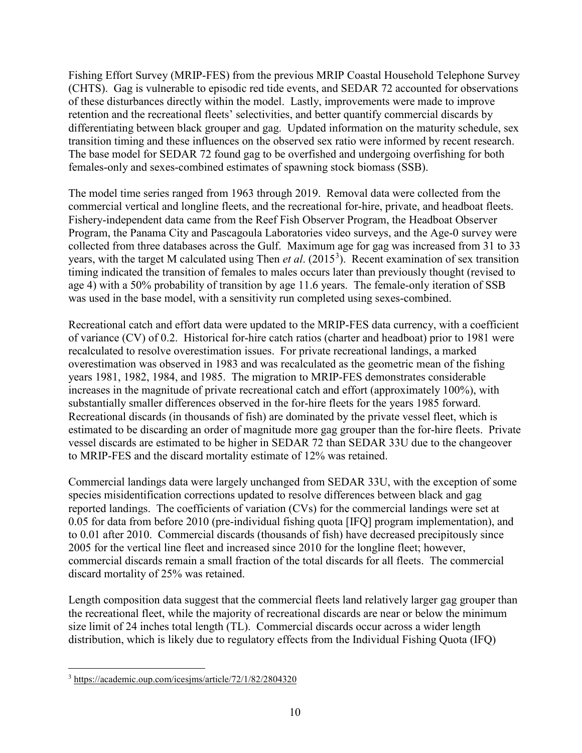Fishing Effort Survey (MRIP-FES) from the previous MRIP Coastal Household Telephone Survey (CHTS). Gag is vulnerable to episodic red tide events, and SEDAR 72 accounted for observations of these disturbances directly within the model. Lastly, improvements were made to improve retention and the recreational fleets' selectivities, and better quantify commercial discards by differentiating between black grouper and gag. Updated information on the maturity schedule, sex transition timing and these influences on the observed sex ratio were informed by recent research. The base model for SEDAR 72 found gag to be overfished and undergoing overfishing for both females-only and sexes-combined estimates of spawning stock biomass (SSB).

The model time series ranged from 1963 through 2019. Removal data were collected from the commercial vertical and longline fleets, and the recreational for-hire, private, and headboat fleets. Fishery-independent data came from the Reef Fish Observer Program, the Headboat Observer Program, the Panama City and Pascagoula Laboratories video surveys, and the Age-0 survey were collected from three databases across the Gulf. Maximum age for gag was increased from 31 to 33 years, with the target M calculated using Then *et al*. (2015[3]). Recent examination of sex transition timing indicated the transition of females to males occurs later than previously thought (revised to age 4) with a 50% probability of transition by age 11.6 years. The female-only iteration of SSB was used in the base model, with a sensitivity run completed using sexes-combined.

Recreational catch and effort data were updated to the MRIP-FES data currency, with a coefficient of variance (CV) of 0.2. Historical for-hire catch ratios (charter and headboat) prior to 1981 were recalculated to resolve overestimation issues. For private recreational landings, a marked overestimation was observed in 1983 and was recalculated as the geometric mean of the fishing years 1981, 1982, 1984, and 1985. The migration to MRIP-FES demonstrates considerable increases in the magnitude of private recreational catch and effort (approximately 100%), with substantially smaller differences observed in the for-hire fleets for the years 1985 forward. Recreational discards (in thousands of fish) are dominated by the private vessel fleet, which is estimated to be discarding an order of magnitude more gag grouper than the for-hire fleets. Private vessel discards are estimated to be higher in SEDAR 72 than SEDAR 33U due to the changeover to MRIP-FES and the discard mortality estimate of 12% was retained.

Commercial landings data were largely unchanged from SEDAR 33U, with the exception of some species misidentification corrections updated to resolve differences between black and gag reported landings. The coefficients of variation (CVs) for the commercial landings were set at 0.05 for data from before 2010 (pre-individual fishing quota [IFQ] program implementation), and to 0.01 after 2010. Commercial discards (thousands of fish) have decreased precipitously since 2005 for the vertical line fleet and increased since 2010 for the longline fleet; however, commercial discards remain a small fraction of the total discards for all fleets. The commercial discard mortality of 25% was retained.

Length composition data suggest that the commercial fleets land relatively larger gag grouper than the recreational fleet, while the majority of recreational discards are near or below the minimum size limit of 24 inches total length (TL). Commercial discards occur across a wider length distribution, which is likely due to regulatory effects from the Individual Fishing Quota (IFQ)

[3] https://academic.oup.com/icesjms/article/72/1/82/2804320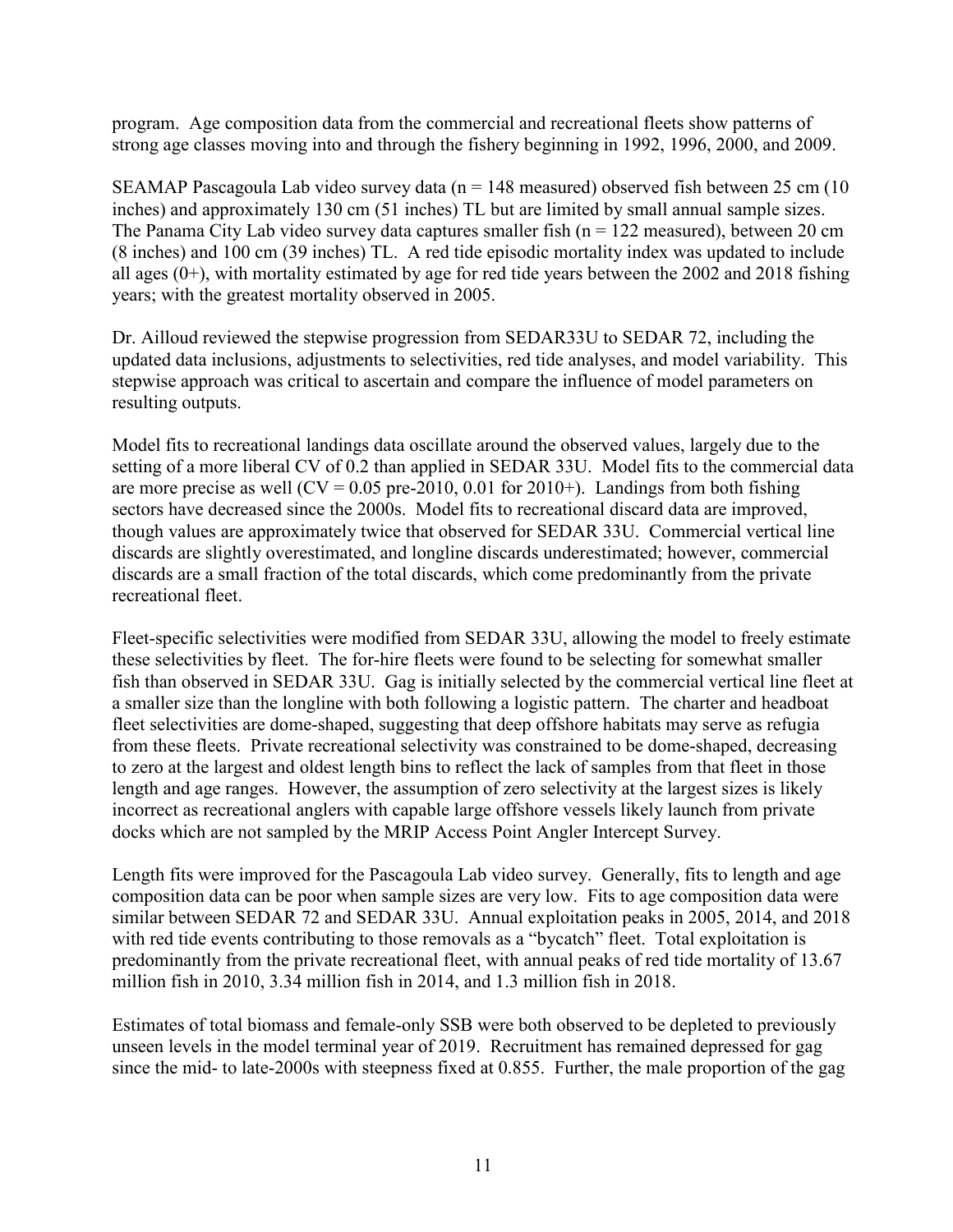program. Age composition data from the commercial and recreational fleets show patterns of strong age classes moving into and through the fishery beginning in 1992, 1996, 2000, and 2009.

SEAMAP Pascagoula Lab video survey data (n = 148 measured) observed fish between 25 cm (10 inches) and approximately 130 cm (51 inches) TL but are limited by small annual sample sizes. The Panama City Lab video survey data captures smaller fish (n = 122 measured), between 20 cm (8 inches) and 100 cm (39 inches) TL. A red tide episodic mortality index was updated to include all ages (0+), with mortality estimated by age for red tide years between the 2002 and 2018 fishing years; with the greatest mortality observed in 2005.

Dr. Ailloud reviewed the stepwise progression from SEDAR33U to SEDAR 72, including the updated data inclusions, adjustments to selectivities, red tide analyses, and model variability. This stepwise approach was critical to ascertain and compare the influence of model parameters on resulting outputs.

Model fits to recreational landings data oscillate around the observed values, largely due to the setting of a more liberal CV of 0.2 than applied in SEDAR 33U. Model fits to the commercial data are more precise as well (CV = 0.05 pre-2010, 0.01 for 2010+). Landings from both fishing sectors have decreased since the 2000s. Model fits to recreational discard data are improved, though values are approximately twice that observed for SEDAR 33U. Commercial vertical line discards are slightly overestimated, and longline discards underestimated; however, commercial discards are a small fraction of the total discards, which come predominantly from the private recreational fleet.

Fleet-specific selectivities were modified from SEDAR 33U, allowing the model to freely estimate these selectivities by fleet. The for-hire fleets were found to be selecting for somewhat smaller fish than observed in SEDAR 33U. Gag is initially selected by the commercial vertical line fleet at a smaller size than the longline with both following a logistic pattern. The charter and headboat fleet selectivities are dome-shaped, suggesting that deep offshore habitats may serve as refugia from these fleets. Private recreational selectivity was constrained to be dome-shaped, decreasing to zero at the largest and oldest length bins to reflect the lack of samples from that fleet in those length and age ranges. However, the assumption of zero selectivity at the largest sizes is likely incorrect as recreational anglers with capable large offshore vessels likely launch from private docks which are not sampled by the MRIP Access Point Angler Intercept Survey.

Length fits were improved for the Pascagoula Lab video survey. Generally, fits to length and age composition data can be poor when sample sizes are very low. Fits to age composition data were similar between SEDAR 72 and SEDAR 33U. Annual exploitation peaks in 2005, 2014, and 2018 with red tide events contributing to those removals as a "bycatch" fleet. Total exploitation is predominantly from the private recreational fleet, with annual peaks of red tide mortality of 13.67 million fish in 2010, 3.34 million fish in 2014, and 1.3 million fish in 2018.

Estimates of total biomass and female-only SSB were both observed to be depleted to previously unseen levels in the model terminal year of 2019. Recruitment has remained depressed for gag since the mid- to late-2000s with steepness fixed at 0.855. Further, the male proportion of the gag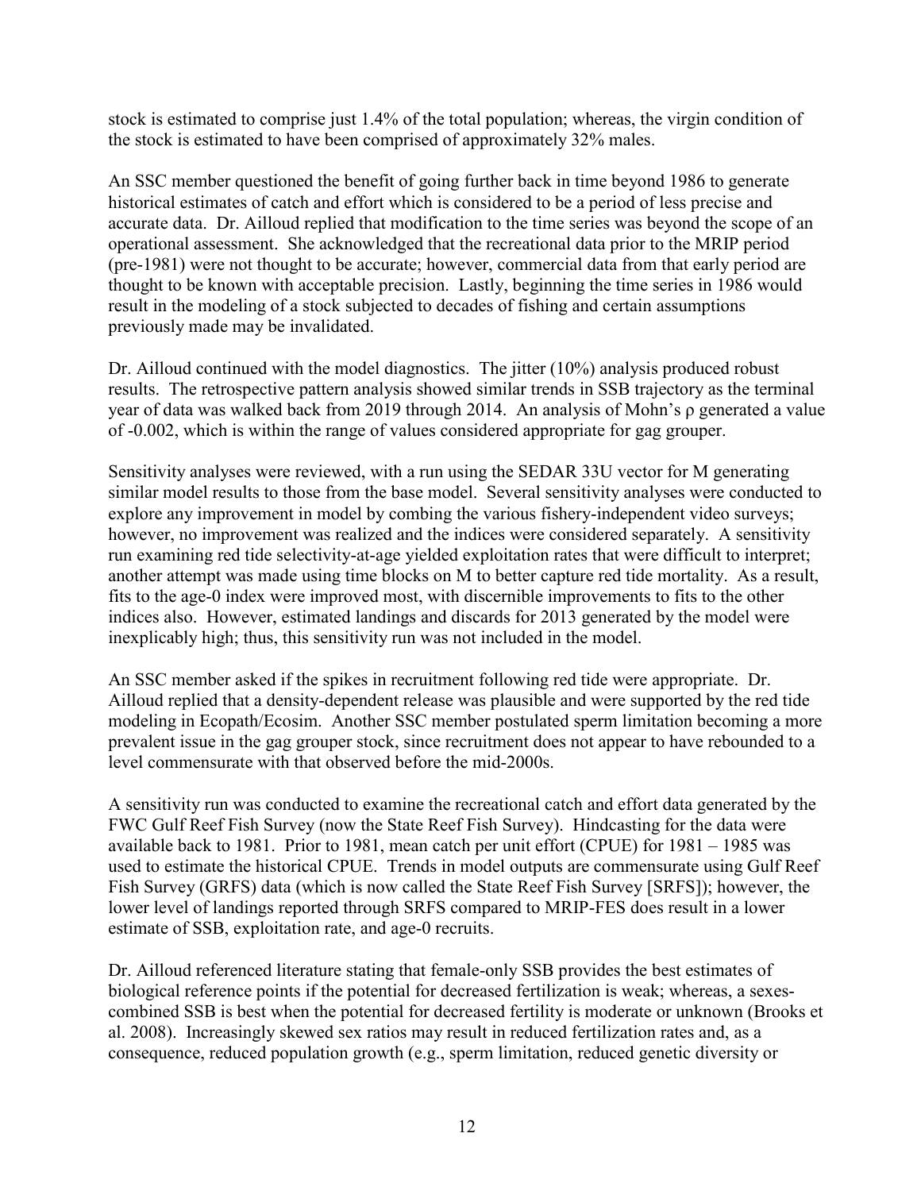stock is estimated to comprise just 1.4% of the total population; whereas, the virgin condition of the stock is estimated to have been comprised of approximately 32% males.

An SSC member questioned the benefit of going further back in time beyond 1986 to generate historical estimates of catch and effort which is considered to be a period of less precise and accurate data. Dr. Ailloud replied that modification to the time series was beyond the scope of an operational assessment. She acknowledged that the recreational data prior to the MRIP period (pre-1981) were not thought to be accurate; however, commercial data from that early period are thought to be known with acceptable precision. Lastly, beginning the time series in 1986 would result in the modeling of a stock subjected to decades of fishing and certain assumptions previously made may be invalidated.

Dr. Ailloud continued with the model diagnostics. The jitter (10%) analysis produced robust results. The retrospective pattern analysis showed similar trends in SSB trajectory as the terminal year of data was walked back from 2019 through 2014. An analysis of Mohn's ρ generated a value of -0.002, which is within the range of values considered appropriate for gag grouper.

Sensitivity analyses were reviewed, with a run using the SEDAR 33U vector for M generating similar model results to those from the base model. Several sensitivity analyses were conducted to explore any improvement in model by combing the various fishery-independent video surveys; however, no improvement was realized and the indices were considered separately. A sensitivity run examining red tide selectivity-at-age yielded exploitation rates that were difficult to interpret; another attempt was made using time blocks on M to better capture red tide mortality. As a result, fits to the age-0 index were improved most, with discernible improvements to fits to the other indices also. However, estimated landings and discards for 2013 generated by the model were inexplicably high; thus, this sensitivity run was not included in the model.

An SSC member asked if the spikes in recruitment following red tide were appropriate. Dr. Ailloud replied that a density-dependent release was plausible and were supported by the red tide modeling in Ecopath/Ecosim. Another SSC member postulated sperm limitation becoming a more prevalent issue in the gag grouper stock, since recruitment does not appear to have rebounded to a level commensurate with that observed before the mid-2000s.

A sensitivity run was conducted to examine the recreational catch and effort data generated by the FWC Gulf Reef Fish Survey (now the State Reef Fish Survey). Hindcasting for the data were available back to 1981. Prior to 1981, mean catch per unit effort (CPUE) for 1981 – 1985 was used to estimate the historical CPUE. Trends in model outputs are commensurate using Gulf Reef Fish Survey (GRFS) data (which is now called the State Reef Fish Survey [SRFS]); however, the lower level of landings reported through SRFS compared to MRIP-FES does result in a lower estimate of SSB, exploitation rate, and age-0 recruits.

Dr. Ailloud referenced literature stating that female-only SSB provides the best estimates of biological reference points if the potential for decreased fertilization is weak; whereas, a sexes-combined SSB is best when the potential for decreased fertility is moderate or unknown (Brooks et al. 2008). Increasingly skewed sex ratios may result in reduced fertilization rates and, as a consequence, reduced population growth (e.g., sperm limitation, reduced genetic diversity or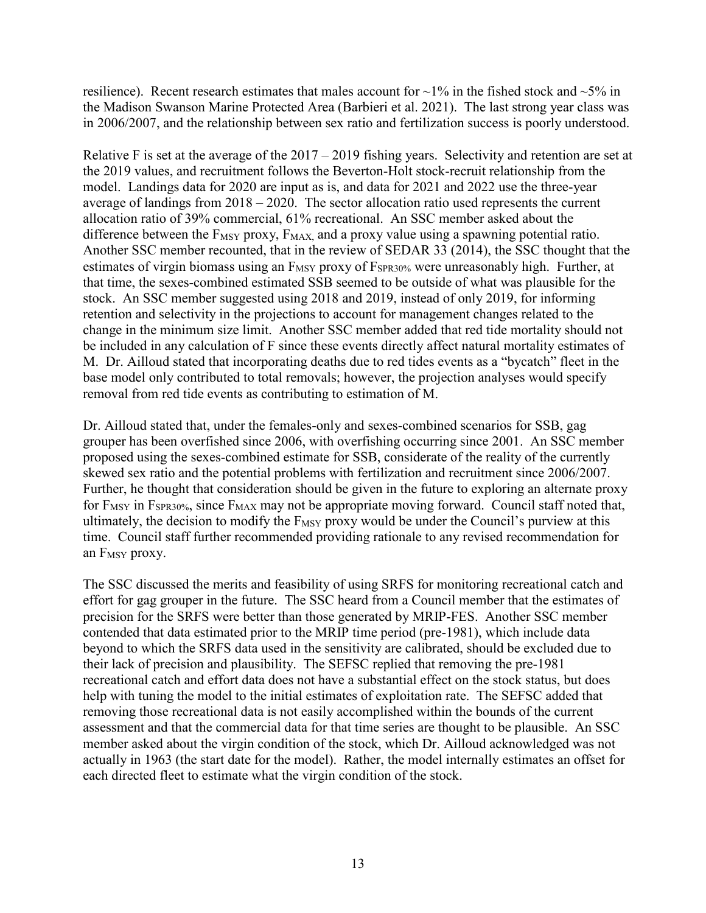resilience). Recent research estimates that males account for ~1% in the fished stock and ~5% in the Madison Swanson Marine Protected Area (Barbieri et al. 2021). The last strong year class was in 2006/2007, and the relationship between sex ratio and fertilization success is poorly understood.

Relative F is set at the average of the 2017 – 2019 fishing years. Selectivity and retention are set at the 2019 values, and recruitment follows the Beverton-Holt stock-recruit relationship from the model. Landings data for 2020 are input as is, and data for 2021 and 2022 use the three-year average of landings from 2018 – 2020. The sector allocation ratio used represents the current allocation ratio of 39% commercial, 61% recreational. An SSC member asked about the difference between the $F_{MSY}$ proxy, $F_{MAX}$, and a proxy value using a spawning potential ratio. Another SSC member recounted, that in the review of SEDAR 33 (2014), the SSC thought that the estimates of virgin biomass using an $F_{MSY}$ proxy of $F_{SPR30\%}$ were unreasonably high. Further, at that time, the sexes-combined estimated SSB seemed to be outside of what was plausible for the stock. An SSC member suggested using 2018 and 2019, instead of only 2019, for informing retention and selectivity in the projections to account for management changes related to the change in the minimum size limit. Another SSC member added that red tide mortality should not be included in any calculation of F since these events directly affect natural mortality estimates of M. Dr. Ailloud stated that incorporating deaths due to red tides events as a "bycatch" fleet in the base model only contributed to total removals; however, the projection analyses would specify removal from red tide events as contributing to estimation of M.

Dr. Ailloud stated that, under the females-only and sexes-combined scenarios for SSB, gag grouper has been overfished since 2006, with overfishing occurring since 2001. An SSC member proposed using the sexes-combined estimate for SSB, considerate of the reality of the currently skewed sex ratio and the potential problems with fertilization and recruitment since 2006/2007. Further, he thought that consideration should be given in the future to exploring an alternate proxy for $F_{MSY}$ in $F_{SPR30\%}$, since $F_{MAX}$ may not be appropriate moving forward. Council staff noted that, ultimately, the decision to modify the $F_{MSY}$ proxy would be under the Council's purview at this time. Council staff further recommended providing rationale to any revised recommendation for an $F_{MSY}$ proxy.

The SSC discussed the merits and feasibility of using SRFS for monitoring recreational catch and effort for gag grouper in the future. The SSC heard from a Council member that the estimates of precision for the SRFS were better than those generated by MRIP-FES. Another SSC member contended that data estimated prior to the MRIP time period (pre-1981), which include data beyond to which the SRFS data used in the sensitivity are calibrated, should be excluded due to their lack of precision and plausibility. The SEFSC replied that removing the pre-1981 recreational catch and effort data does not have a substantial effect on the stock status, but does help with tuning the model to the initial estimates of exploitation rate. The SEFSC added that removing those recreational data is not easily accomplished within the bounds of the current assessment and that the commercial data for that time series are thought to be plausible. An SSC member asked about the virgin condition of the stock, which Dr. Ailloud acknowledged was not actually in 1963 (the start date for the model). Rather, the model internally estimates an offset for each directed fleet to estimate what the virgin condition of the stock.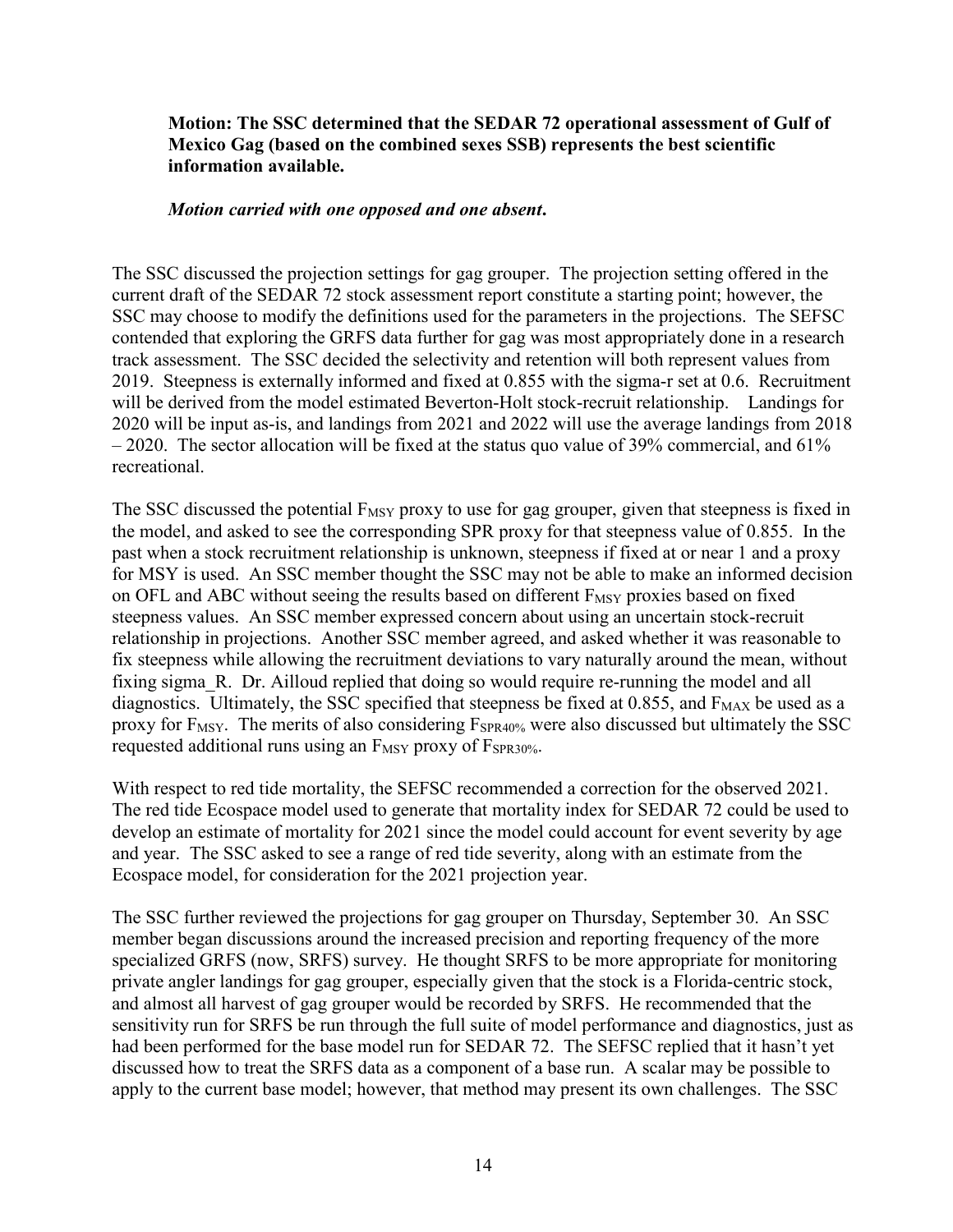**Motion: The SSC determined that the SEDAR 72 operational assessment of Gulf of Mexico Gag (based on the combined sexes SSB) represents the best scientific information available.**

***Motion carried with one opposed and one absent.***

The SSC discussed the projection settings for gag grouper. The projection setting offered in the current draft of the SEDAR 72 stock assessment report constitute a starting point; however, the SSC may choose to modify the definitions used for the parameters in the projections. The SEFSC contended that exploring the GRFS data further for gag was most appropriately done in a research track assessment. The SSC decided the selectivity and retention will both represent values from 2019. Steepness is externally informed and fixed at 0.855 with the sigma-r set at 0.6. Recruitment will be derived from the model estimated Beverton-Holt stock-recruit relationship. Landings for 2020 will be input as-is, and landings from 2021 and 2022 will use the average landings from 2018 – 2020. The sector allocation will be fixed at the status quo value of 39% commercial, and 61% recreational.

The SSC discussed the potential $F_{MSY}$ proxy to use for gag grouper, given that steepness is fixed in the model, and asked to see the corresponding SPR proxy for that steepness value of 0.855. In the past when a stock recruitment relationship is unknown, steepness if fixed at or near 1 and a proxy for MSY is used. An SSC member thought the SSC may not be able to make an informed decision on OFL and ABC without seeing the results based on different $F_{MSY}$ proxies based on fixed steepness values. An SSC member expressed concern about using an uncertain stock-recruit relationship in projections. Another SSC member agreed, and asked whether it was reasonable to fix steepness while allowing the recruitment deviations to vary naturally around the mean, without fixing sigma_R. Dr. Ailloud replied that doing so would require re-running the model and all diagnostics. Ultimately, the SSC specified that steepness be fixed at 0.855, and $F_{MAX}$ be used as a proxy for $F_{MSY}$. The merits of also considering $F_{SPR40\%}$ were also discussed but ultimately the SSC requested additional runs using an $F_{MSY}$ proxy of $F_{SPR30\%}$.

With respect to red tide mortality, the SEFSC recommended a correction for the observed 2021. The red tide Ecospace model used to generate that mortality index for SEDAR 72 could be used to develop an estimate of mortality for 2021 since the model could account for event severity by age and year. The SSC asked to see a range of red tide severity, along with an estimate from the Ecospace model, for consideration for the 2021 projection year.

The SSC further reviewed the projections for gag grouper on Thursday, September 30. An SSC member began discussions around the increased precision and reporting frequency of the more specialized GRFS (now, SRFS) survey. He thought SRFS to be more appropriate for monitoring private angler landings for gag grouper, especially given that the stock is a Florida-centric stock, and almost all harvest of gag grouper would be recorded by SRFS. He recommended that the sensitivity run for SRFS be run through the full suite of model performance and diagnostics, just as had been performed for the base model run for SEDAR 72. The SEFSC replied that it hasn't yet discussed how to treat the SRFS data as a component of a base run. A scalar may be possible to apply to the current base model; however, that method may present its own challenges. The SSC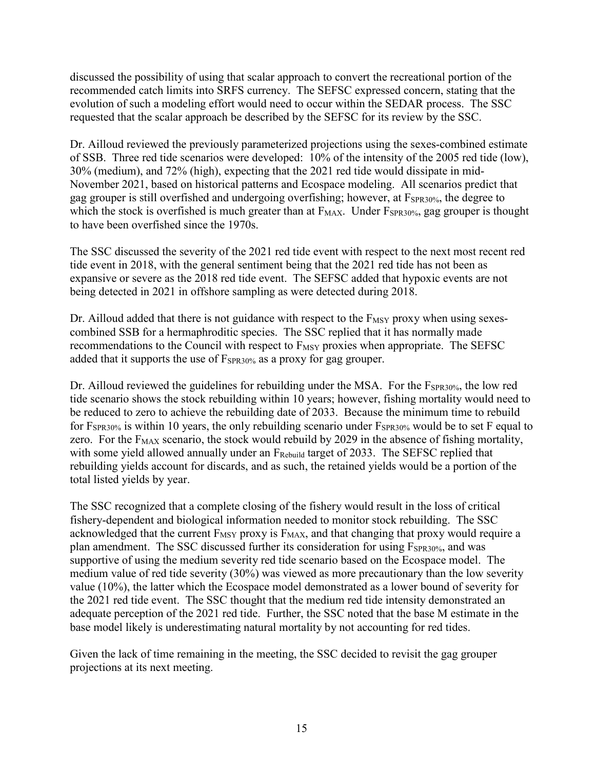discussed the possibility of using that scalar approach to convert the recreational portion of the recommended catch limits into SRFS currency. The SEFSC expressed concern, stating that the evolution of such a modeling effort would need to occur within the SEDAR process. The SSC requested that the scalar approach be described by the SEFSC for its review by the SSC.

Dr. Ailloud reviewed the previously parameterized projections using the sexes-combined estimate of SSB. Three red tide scenarios were developed: 10% of the intensity of the 2005 red tide (low), 30% (medium), and 72% (high), expecting that the 2021 red tide would dissipate in mid-November 2021, based on historical patterns and Ecospace modeling. All scenarios predict that gag grouper is still overfished and undergoing overfishing; however, at $F_{SPR30\%}$, the degree to which the stock is overfished is much greater than at $F_{MAX}$. Under $F_{SPR30\%}$, gag grouper is thought to have been overfished since the 1970s.

The SSC discussed the severity of the 2021 red tide event with respect to the next most recent red tide event in 2018, with the general sentiment being that the 2021 red tide has not been as expansive or severe as the 2018 red tide event. The SEFSC added that hypoxic events are not being detected in 2021 in offshore sampling as were detected during 2018.

Dr. Ailloud added that there is not guidance with respect to the $F_{MSY}$ proxy when using sexes-combined SSB for a hermaphroditic species. The SSC replied that it has normally made recommendations to the Council with respect to $F_{MSY}$ proxies when appropriate. The SEFSC added that it supports the use of $F_{SPR30\%}$ as a proxy for gag grouper.

Dr. Ailloud reviewed the guidelines for rebuilding under the MSA. For the $F_{SPR30\%}$, the low red tide scenario shows the stock rebuilding within 10 years; however, fishing mortality would need to be reduced to zero to achieve the rebuilding date of 2033. Because the minimum time to rebuild for $F_{SPR30\%}$ is within 10 years, the only rebuilding scenario under $F_{SPR30\%}$ would be to set F equal to zero. For the $F_{MAX}$ scenario, the stock would rebuild by 2029 in the absence of fishing mortality, with some yield allowed annually under an $F_{Rebuild}$ target of 2033. The SEFSC replied that rebuilding yields account for discards, and as such, the retained yields would be a portion of the total listed yields by year.

The SSC recognized that a complete closing of the fishery would result in the loss of critical fishery-dependent and biological information needed to monitor stock rebuilding. The SSC acknowledged that the current $F_{MSY}$ proxy is $F_{MAX}$, and that changing that proxy would require a plan amendment. The SSC discussed further its consideration for using $F_{SPR30\%}$, and was supportive of using the medium severity red tide scenario based on the Ecospace model. The medium value of red tide severity (30%) was viewed as more precautionary than the low severity value (10%), the latter which the Ecospace model demonstrated as a lower bound of severity for the 2021 red tide event. The SSC thought that the medium red tide intensity demonstrated an adequate perception of the 2021 red tide. Further, the SSC noted that the base M estimate in the base model likely is underestimating natural mortality by not accounting for red tides.

Given the lack of time remaining in the meeting, the SSC decided to revisit the gag grouper projections at its next meeting.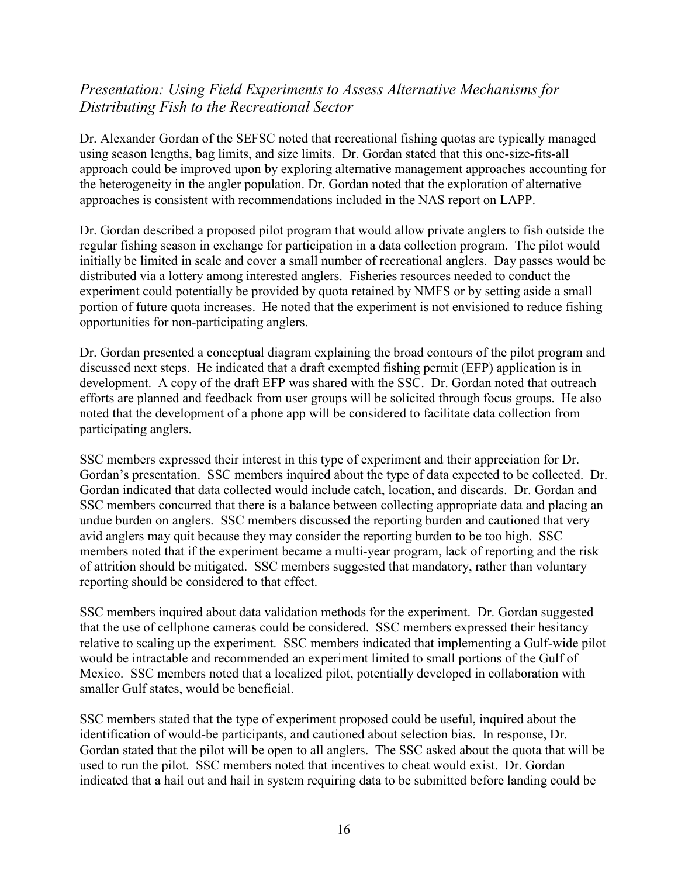## *Presentation: Using Field Experiments to Assess Alternative Mechanisms for Distributing Fish to the Recreational Sector*

Dr. Alexander Gordan of the SEFSC noted that recreational fishing quotas are typically managed using season lengths, bag limits, and size limits. Dr. Gordan stated that this one-size-fits-all approach could be improved upon by exploring alternative management approaches accounting for the heterogeneity in the angler population. Dr. Gordan noted that the exploration of alternative approaches is consistent with recommendations included in the NAS report on LAPP.

Dr. Gordan described a proposed pilot program that would allow private anglers to fish outside the regular fishing season in exchange for participation in a data collection program. The pilot would initially be limited in scale and cover a small number of recreational anglers. Day passes would be distributed via a lottery among interested anglers. Fisheries resources needed to conduct the experiment could potentially be provided by quota retained by NMFS or by setting aside a small portion of future quota increases. He noted that the experiment is not envisioned to reduce fishing opportunities for non-participating anglers.

Dr. Gordan presented a conceptual diagram explaining the broad contours of the pilot program and discussed next steps. He indicated that a draft exempted fishing permit (EFP) application is in development. A copy of the draft EFP was shared with the SSC. Dr. Gordan noted that outreach efforts are planned and feedback from user groups will be solicited through focus groups. He also noted that the development of a phone app will be considered to facilitate data collection from participating anglers.

SSC members expressed their interest in this type of experiment and their appreciation for Dr. Gordan's presentation. SSC members inquired about the type of data expected to be collected. Dr. Gordan indicated that data collected would include catch, location, and discards. Dr. Gordan and SSC members concurred that there is a balance between collecting appropriate data and placing an undue burden on anglers. SSC members discussed the reporting burden and cautioned that very avid anglers may quit because they may consider the reporting burden to be too high. SSC members noted that if the experiment became a multi-year program, lack of reporting and the risk of attrition should be mitigated. SSC members suggested that mandatory, rather than voluntary reporting should be considered to that effect.

SSC members inquired about data validation methods for the experiment. Dr. Gordan suggested that the use of cellphone cameras could be considered. SSC members expressed their hesitancy relative to scaling up the experiment. SSC members indicated that implementing a Gulf-wide pilot would be intractable and recommended an experiment limited to small portions of the Gulf of Mexico. SSC members noted that a localized pilot, potentially developed in collaboration with smaller Gulf states, would be beneficial.

SSC members stated that the type of experiment proposed could be useful, inquired about the identification of would-be participants, and cautioned about selection bias. In response, Dr. Gordan stated that the pilot will be open to all anglers. The SSC asked about the quota that will be used to run the pilot. SSC members noted that incentives to cheat would exist. Dr. Gordan indicated that a hail out and hail in system requiring data to be submitted before landing could be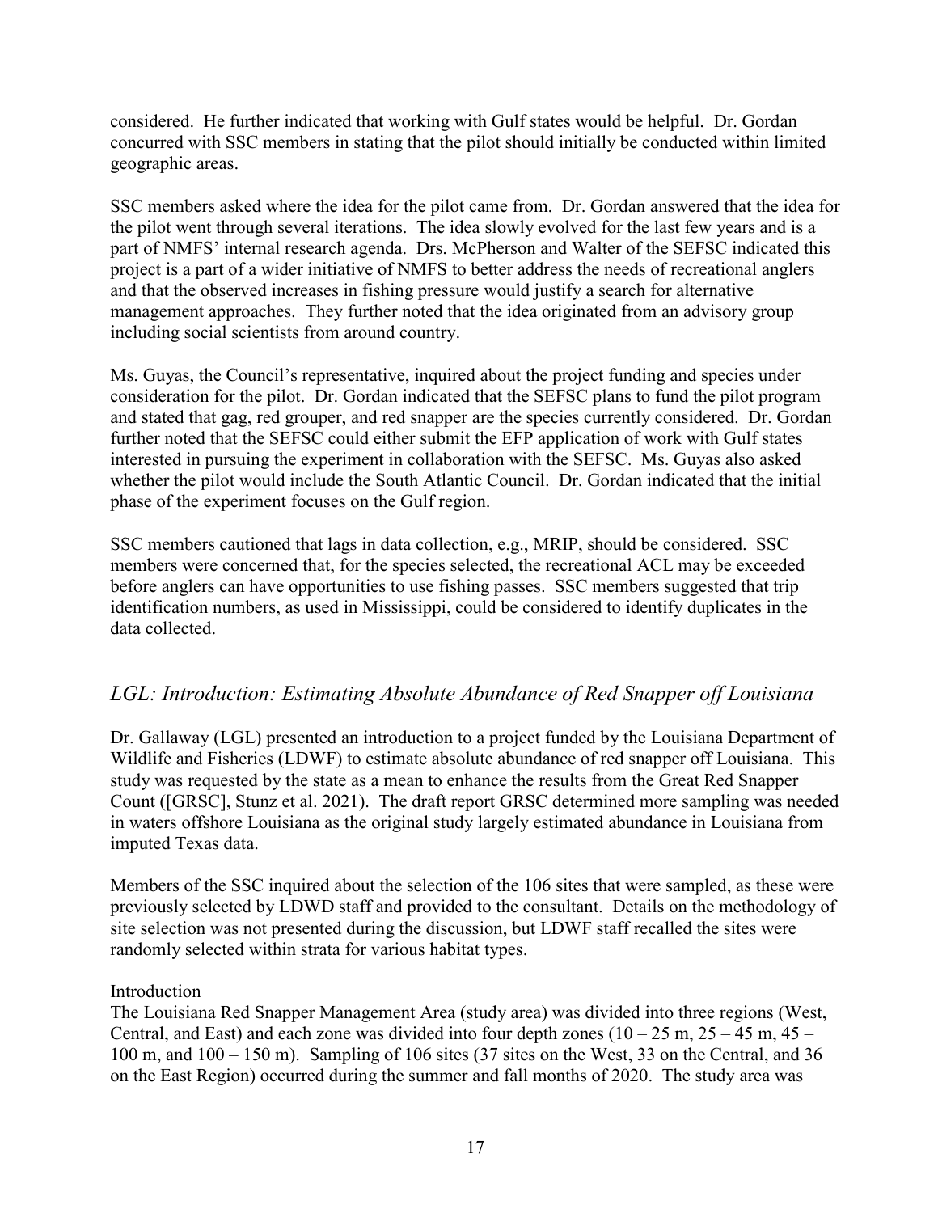considered. He further indicated that working with Gulf states would be helpful. Dr. Gordan concurred with SSC members in stating that the pilot should initially be conducted within limited geographic areas.

SSC members asked where the idea for the pilot came from. Dr. Gordan answered that the idea for the pilot went through several iterations. The idea slowly evolved for the last few years and is a part of NMFS' internal research agenda. Drs. McPherson and Walter of the SEFSC indicated this project is a part of a wider initiative of NMFS to better address the needs of recreational anglers and that the observed increases in fishing pressure would justify a search for alternative management approaches. They further noted that the idea originated from an advisory group including social scientists from around country.

Ms. Guyas, the Council's representative, inquired about the project funding and species under consideration for the pilot. Dr. Gordan indicated that the SEFSC plans to fund the pilot program and stated that gag, red grouper, and red snapper are the species currently considered. Dr. Gordan further noted that the SEFSC could either submit the EFP application of work with Gulf states interested in pursuing the experiment in collaboration with the SEFSC. Ms. Guyas also asked whether the pilot would include the South Atlantic Council. Dr. Gordan indicated that the initial phase of the experiment focuses on the Gulf region.

SSC members cautioned that lags in data collection, e.g., MRIP, should be considered. SSC members were concerned that, for the species selected, the recreational ACL may be exceeded before anglers can have opportunities to use fishing passes. SSC members suggested that trip identification numbers, as used in Mississippi, could be considered to identify duplicates in the data collected.

## *LGL: Introduction: Estimating Absolute Abundance of Red Snapper off Louisiana*

Dr. Gallaway (LGL) presented an introduction to a project funded by the Louisiana Department of Wildlife and Fisheries (LDWF) to estimate absolute abundance of red snapper off Louisiana. This study was requested by the state as a mean to enhance the results from the Great Red Snapper Count ([GRSC], Stunz et al. 2021). The draft report GRSC determined more sampling was needed in waters offshore Louisiana as the original study largely estimated abundance in Louisiana from imputed Texas data.

Members of the SSC inquired about the selection of the 106 sites that were sampled, as these were previously selected by LDWD staff and provided to the consultant. Details on the methodology of site selection was not presented during the discussion, but LDWF staff recalled the sites were randomly selected within strata for various habitat types.

<u>Introduction</u>

The Louisiana Red Snapper Management Area (study area) was divided into three regions (West, Central, and East) and each zone was divided into four depth zones (10 – 25 m, 25 – 45 m, 45 – 100 m, and 100 – 150 m). Sampling of 106 sites (37 sites on the West, 33 on the Central, and 36 on the East Region) occurred during the summer and fall months of 2020. The study area was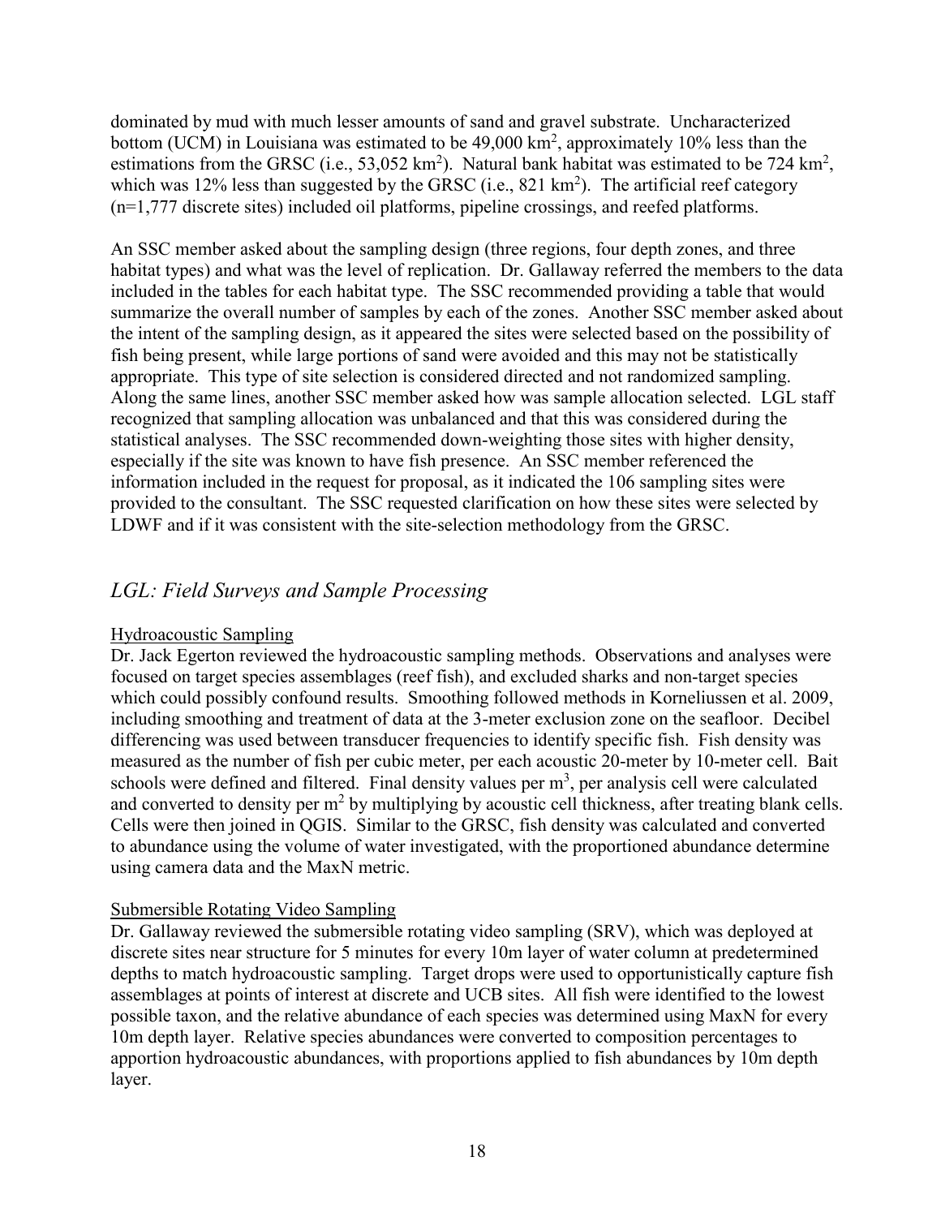dominated by mud with much lesser amounts of sand and gravel substrate. Uncharacterized bottom (UCM) in Louisiana was estimated to be 49,000 $km^2$, approximately 10% less than the estimations from the GRSC (i.e., 53,052 $km^2$). Natural bank habitat was estimated to be 724 $km^2$, which was 12% less than suggested by the GRSC (i.e., 821 $km^2$). The artificial reef category (n=1,777 discrete sites) included oil platforms, pipeline crossings, and reefed platforms.

An SSC member asked about the sampling design (three regions, four depth zones, and three habitat types) and what was the level of replication. Dr. Gallaway referred the members to the data included in the tables for each habitat type. The SSC recommended providing a table that would summarize the overall number of samples by each of the zones. Another SSC member asked about the intent of the sampling design, as it appeared the sites were selected based on the possibility of fish being present, while large portions of sand were avoided and this may not be statistically appropriate. This type of site selection is considered directed and not randomized sampling. Along the same lines, another SSC member asked how was sample allocation selected. LGL staff recognized that sampling allocation was unbalanced and that this was considered during the statistical analyses. The SSC recommended down-weighting those sites with higher density, especially if the site was known to have fish presence. An SSC member referenced the information included in the request for proposal, as it indicated the 106 sampling sites were provided to the consultant. The SSC requested clarification on how these sites were selected by LDWF and if it was consistent with the site-selection methodology from the GRSC.

## *LGL: Field Surveys and Sample Processing*

Hydroacoustic Sampling

Dr. Jack Egerton reviewed the hydroacoustic sampling methods. Observations and analyses were focused on target species assemblages (reef fish), and excluded sharks and non-target species which could possibly confound results. Smoothing followed methods in Korneliussen et al. 2009, including smoothing and treatment of data at the 3-meter exclusion zone on the seafloor. Decibel differencing was used between transducer frequencies to identify specific fish. Fish density was measured as the number of fish per cubic meter, per each acoustic 20-meter by 10-meter cell. Bait schools were defined and filtered. Final density values per $m^3$, per analysis cell were calculated and converted to density per $m^2$ by multiplying by acoustic cell thickness, after treating blank cells. Cells were then joined in QGIS. Similar to the GRSC, fish density was calculated and converted to abundance using the volume of water investigated, with the proportioned abundance determine using camera data and the MaxN metric.

Submersible Rotating Video Sampling

Dr. Gallaway reviewed the submersible rotating video sampling (SRV), which was deployed at discrete sites near structure for 5 minutes for every 10m layer of water column at predetermined depths to match hydroacoustic sampling. Target drops were used to opportunistically capture fish assemblages at points of interest at discrete and UCB sites. All fish were identified to the lowest possible taxon, and the relative abundance of each species was determined using MaxN for every 10m depth layer. Relative species abundances were converted to composition percentages to apportion hydroacoustic abundances, with proportions applied to fish abundances by 10m depth layer.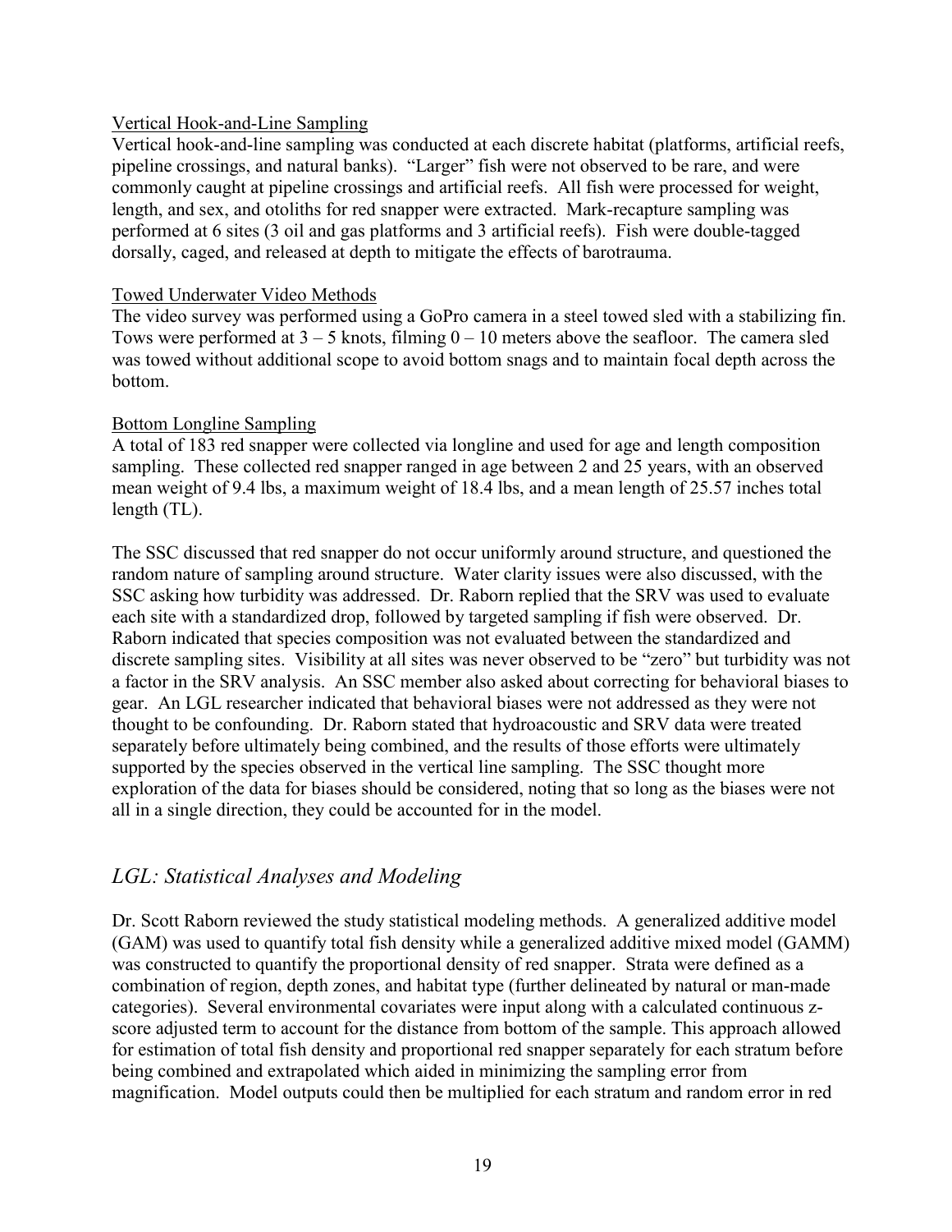Vertical Hook-and-Line Sampling

Vertical hook-and-line sampling was conducted at each discrete habitat (platforms, artificial reefs, pipeline crossings, and natural banks). "Larger" fish were not observed to be rare, and were commonly caught at pipeline crossings and artificial reefs. All fish were processed for weight, length, and sex, and otoliths for red snapper were extracted. Mark-recapture sampling was performed at 6 sites (3 oil and gas platforms and 3 artificial reefs). Fish were double-tagged dorsally, caged, and released at depth to mitigate the effects of barotrauma.

Towed Underwater Video Methods

The video survey was performed using a GoPro camera in a steel towed sled with a stabilizing fin. Tows were performed at 3 – 5 knots, filming 0 – 10 meters above the seafloor. The camera sled was towed without additional scope to avoid bottom snags and to maintain focal depth across the bottom.

Bottom Longline Sampling

A total of 183 red snapper were collected via longline and used for age and length composition sampling. These collected red snapper ranged in age between 2 and 25 years, with an observed mean weight of 9.4 lbs, a maximum weight of 18.4 lbs, and a mean length of 25.57 inches total length (TL).

The SSC discussed that red snapper do not occur uniformly around structure, and questioned the random nature of sampling around structure. Water clarity issues were also discussed, with the SSC asking how turbidity was addressed. Dr. Raborn replied that the SRV was used to evaluate each site with a standardized drop, followed by targeted sampling if fish were observed. Dr. Raborn indicated that species composition was not evaluated between the standardized and discrete sampling sites. Visibility at all sites was never observed to be "zero" but turbidity was not a factor in the SRV analysis. An SSC member also asked about correcting for behavioral biases to gear. An LGL researcher indicated that behavioral biases were not addressed as they were not thought to be confounding. Dr. Raborn stated that hydroacoustic and SRV data were treated separately before ultimately being combined, and the results of those efforts were ultimately supported by the species observed in the vertical line sampling. The SSC thought more exploration of the data for biases should be considered, noting that so long as the biases were not all in a single direction, they could be accounted for in the model.

## *LGL: Statistical Analyses and Modeling*

Dr. Scott Raborn reviewed the study statistical modeling methods. A generalized additive model (GAM) was used to quantify total fish density while a generalized additive mixed model (GAMM) was constructed to quantify the proportional density of red snapper. Strata were defined as a combination of region, depth zones, and habitat type (further delineated by natural or man-made categories). Several environmental covariates were input along with a calculated continuous z-score adjusted term to account for the distance from bottom of the sample. This approach allowed for estimation of total fish density and proportional red snapper separately for each stratum before being combined and extrapolated which aided in minimizing the sampling error from magnification. Model outputs could then be multiplied for each stratum and random error in red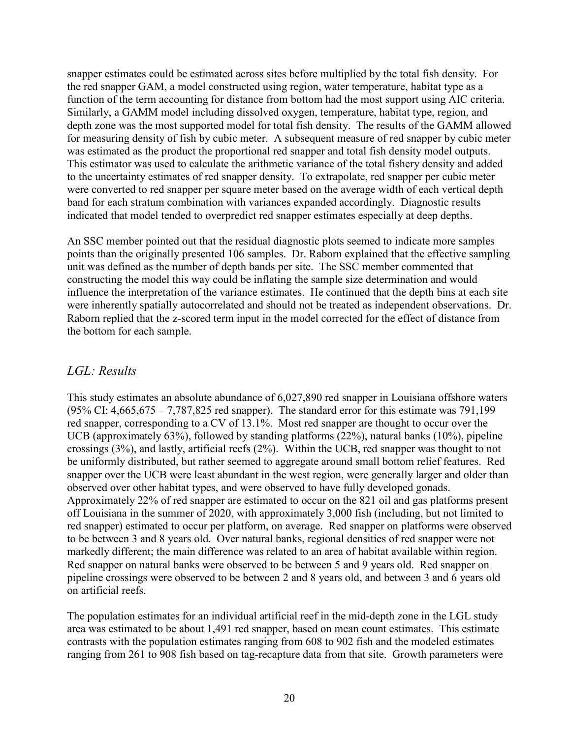snapper estimates could be estimated across sites before multiplied by the total fish density. For the red snapper GAM, a model constructed using region, water temperature, habitat type as a function of the term accounting for distance from bottom had the most support using AIC criteria. Similarly, a GAMM model including dissolved oxygen, temperature, habitat type, region, and depth zone was the most supported model for total fish density. The results of the GAMM allowed for measuring density of fish by cubic meter. A subsequent measure of red snapper by cubic meter was estimated as the product the proportional red snapper and total fish density model outputs. This estimator was used to calculate the arithmetic variance of the total fishery density and added to the uncertainty estimates of red snapper density. To extrapolate, red snapper per cubic meter were converted to red snapper per square meter based on the average width of each vertical depth band for each stratum combination with variances expanded accordingly. Diagnostic results indicated that model tended to overpredict red snapper estimates especially at deep depths.

An SSC member pointed out that the residual diagnostic plots seemed to indicate more samples points than the originally presented 106 samples. Dr. Raborn explained that the effective sampling unit was defined as the number of depth bands per site. The SSC member commented that constructing the model this way could be inflating the sample size determination and would influence the interpretation of the variance estimates. He continued that the depth bins at each site were inherently spatially autocorrelated and should not be treated as independent observations. Dr. Raborn replied that the z-scored term input in the model corrected for the effect of distance from the bottom for each sample.

## *LGL: Results*

This study estimates an absolute abundance of 6,027,890 red snapper in Louisiana offshore waters (95% CI: 4,665,675 – 7,787,825 red snapper). The standard error for this estimate was 791,199 red snapper, corresponding to a CV of 13.1%. Most red snapper are thought to occur over the UCB (approximately 63%), followed by standing platforms (22%), natural banks (10%), pipeline crossings (3%), and lastly, artificial reefs (2%). Within the UCB, red snapper was thought to not be uniformly distributed, but rather seemed to aggregate around small bottom relief features. Red snapper over the UCB were least abundant in the west region, were generally larger and older than observed over other habitat types, and were observed to have fully developed gonads. Approximately 22% of red snapper are estimated to occur on the 821 oil and gas platforms present off Louisiana in the summer of 2020, with approximately 3,000 fish (including, but not limited to red snapper) estimated to occur per platform, on average. Red snapper on platforms were observed to be between 3 and 8 years old. Over natural banks, regional densities of red snapper were not markedly different; the main difference was related to an area of habitat available within region. Red snapper on natural banks were observed to be between 5 and 9 years old. Red snapper on pipeline crossings were observed to be between 2 and 8 years old, and between 3 and 6 years old on artificial reefs.

The population estimates for an individual artificial reef in the mid-depth zone in the LGL study area was estimated to be about 1,491 red snapper, based on mean count estimates. This estimate contrasts with the population estimates ranging from 608 to 902 fish and the modeled estimates ranging from 261 to 908 fish based on tag-recapture data from that site. Growth parameters were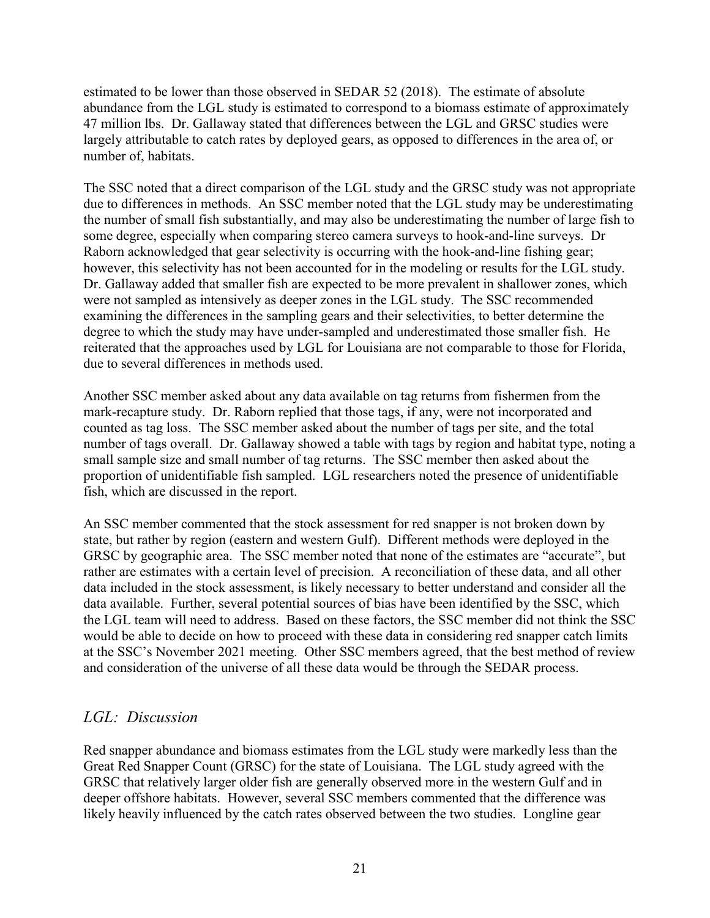estimated to be lower than those observed in SEDAR 52 (2018). The estimate of absolute abundance from the LGL study is estimated to correspond to a biomass estimate of approximately 47 million lbs. Dr. Gallaway stated that differences between the LGL and GRSC studies were largely attributable to catch rates by deployed gears, as opposed to differences in the area of, or number of, habitats.

The SSC noted that a direct comparison of the LGL study and the GRSC study was not appropriate due to differences in methods. An SSC member noted that the LGL study may be underestimating the number of small fish substantially, and may also be underestimating the number of large fish to some degree, especially when comparing stereo camera surveys to hook-and-line surveys. Dr Raborn acknowledged that gear selectivity is occurring with the hook-and-line fishing gear; however, this selectivity has not been accounted for in the modeling or results for the LGL study. Dr. Gallaway added that smaller fish are expected to be more prevalent in shallower zones, which were not sampled as intensively as deeper zones in the LGL study. The SSC recommended examining the differences in the sampling gears and their selectivities, to better determine the degree to which the study may have under-sampled and underestimated those smaller fish. He reiterated that the approaches used by LGL for Louisiana are not comparable to those for Florida, due to several differences in methods used.

Another SSC member asked about any data available on tag returns from fishermen from the mark-recapture study. Dr. Raborn replied that those tags, if any, were not incorporated and counted as tag loss. The SSC member asked about the number of tags per site, and the total number of tags overall. Dr. Gallaway showed a table with tags by region and habitat type, noting a small sample size and small number of tag returns. The SSC member then asked about the proportion of unidentifiable fish sampled. LGL researchers noted the presence of unidentifiable fish, which are discussed in the report.

An SSC member commented that the stock assessment for red snapper is not broken down by state, but rather by region (eastern and western Gulf). Different methods were deployed in the GRSC by geographic area. The SSC member noted that none of the estimates are "accurate", but rather are estimates with a certain level of precision. A reconciliation of these data, and all other data included in the stock assessment, is likely necessary to better understand and consider all the data available. Further, several potential sources of bias have been identified by the SSC, which the LGL team will need to address. Based on these factors, the SSC member did not think the SSC would be able to decide on how to proceed with these data in considering red snapper catch limits at the SSC's November 2021 meeting. Other SSC members agreed, that the best method of review and consideration of the universe of all these data would be through the SEDAR process.

### *LGL: Discussion*

Red snapper abundance and biomass estimates from the LGL study were markedly less than the Great Red Snapper Count (GRSC) for the state of Louisiana. The LGL study agreed with the GRSC that relatively larger older fish are generally observed more in the western Gulf and in deeper offshore habitats. However, several SSC members commented that the difference was likely heavily influenced by the catch rates observed between the two studies. Longline gear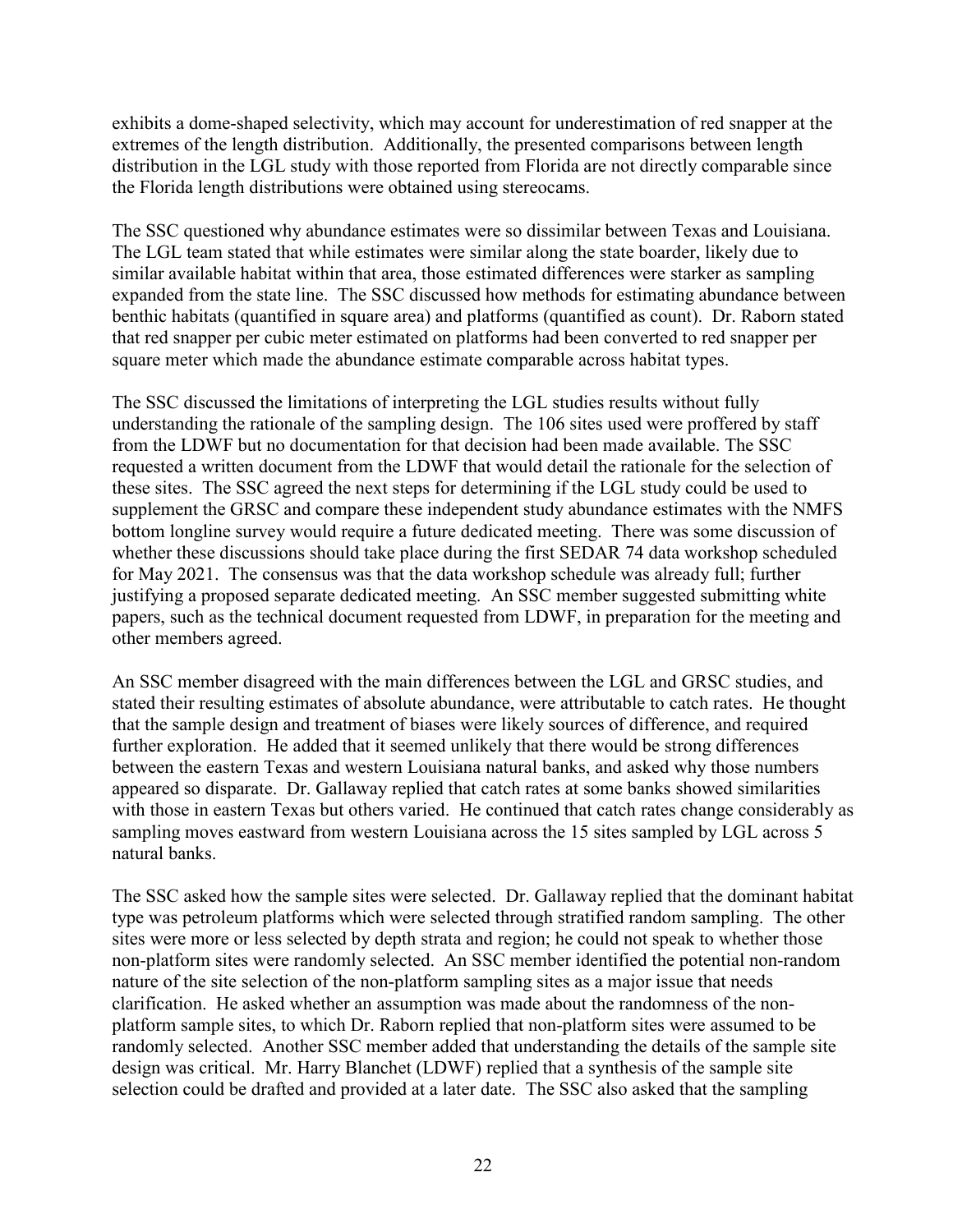exhibits a dome-shaped selectivity, which may account for underestimation of red snapper at the extremes of the length distribution. Additionally, the presented comparisons between length distribution in the LGL study with those reported from Florida are not directly comparable since the Florida length distributions were obtained using stereocams.

The SSC questioned why abundance estimates were so dissimilar between Texas and Louisiana. The LGL team stated that while estimates were similar along the state boarder, likely due to similar available habitat within that area, those estimated differences were starker as sampling expanded from the state line. The SSC discussed how methods for estimating abundance between benthic habitats (quantified in square area) and platforms (quantified as count). Dr. Raborn stated that red snapper per cubic meter estimated on platforms had been converted to red snapper per square meter which made the abundance estimate comparable across habitat types.

The SSC discussed the limitations of interpreting the LGL studies results without fully understanding the rationale of the sampling design. The 106 sites used were proffered by staff from the LDWF but no documentation for that decision had been made available. The SSC requested a written document from the LDWF that would detail the rationale for the selection of these sites. The SSC agreed the next steps for determining if the LGL study could be used to supplement the GRSC and compare these independent study abundance estimates with the NMFS bottom longline survey would require a future dedicated meeting. There was some discussion of whether these discussions should take place during the first SEDAR 74 data workshop scheduled for May 2021. The consensus was that the data workshop schedule was already full; further justifying a proposed separate dedicated meeting. An SSC member suggested submitting white papers, such as the technical document requested from LDWF, in preparation for the meeting and other members agreed.

An SSC member disagreed with the main differences between the LGL and GRSC studies, and stated their resulting estimates of absolute abundance, were attributable to catch rates. He thought that the sample design and treatment of biases were likely sources of difference, and required further exploration. He added that it seemed unlikely that there would be strong differences between the eastern Texas and western Louisiana natural banks, and asked why those numbers appeared so disparate. Dr. Gallaway replied that catch rates at some banks showed similarities with those in eastern Texas but others varied. He continued that catch rates change considerably as sampling moves eastward from western Louisiana across the 15 sites sampled by LGL across 5 natural banks.

The SSC asked how the sample sites were selected. Dr. Gallaway replied that the dominant habitat type was petroleum platforms which were selected through stratified random sampling. The other sites were more or less selected by depth strata and region; he could not speak to whether those non-platform sites were randomly selected. An SSC member identified the potential non-random nature of the site selection of the non-platform sampling sites as a major issue that needs clarification. He asked whether an assumption was made about the randomness of the non-platform sample sites, to which Dr. Raborn replied that non-platform sites were assumed to be randomly selected. Another SSC member added that understanding the details of the sample site design was critical. Mr. Harry Blanchet (LDWF) replied that a synthesis of the sample site selection could be drafted and provided at a later date. The SSC also asked that the sampling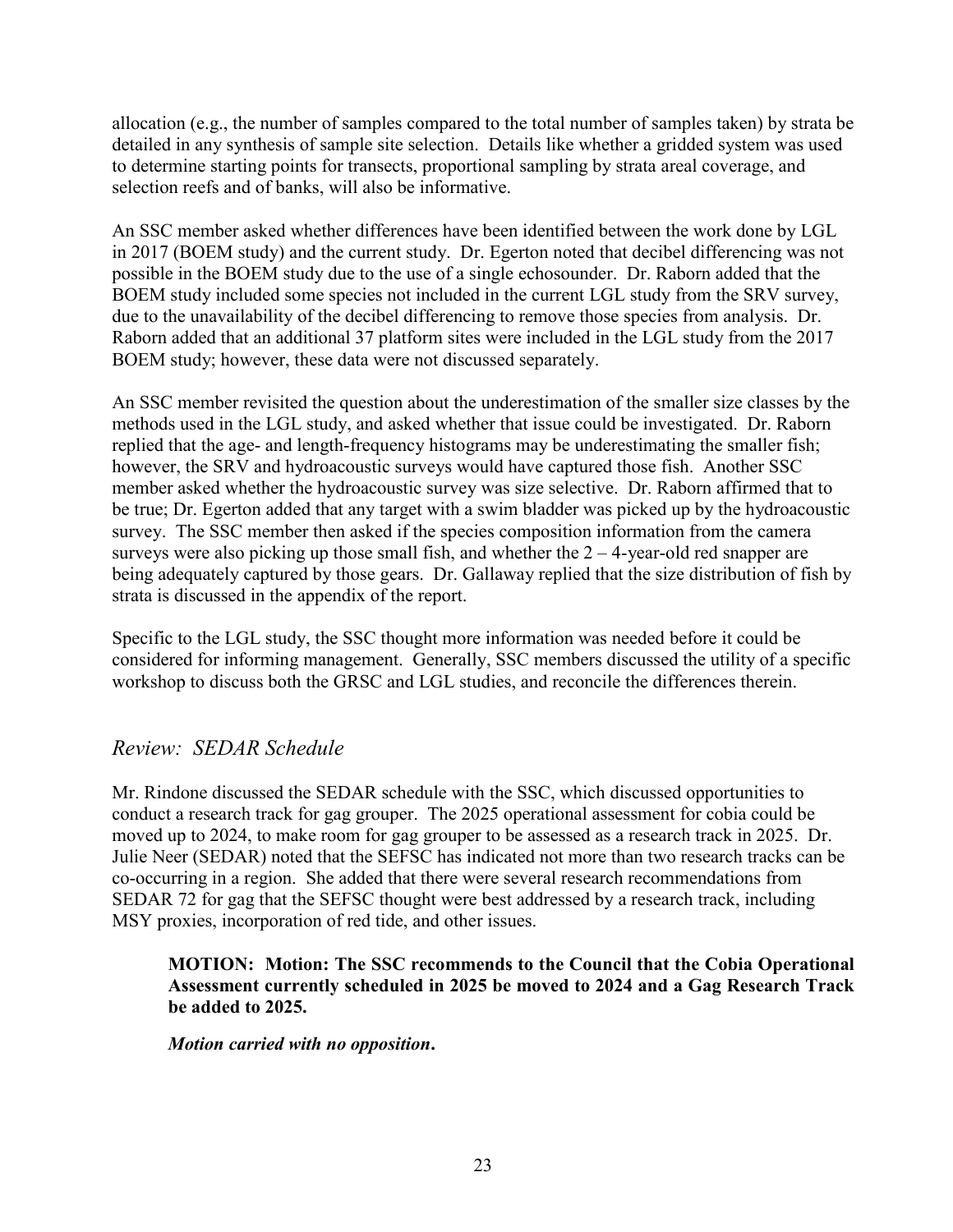allocation (e.g., the number of samples compared to the total number of samples taken) by strata be detailed in any synthesis of sample site selection. Details like whether a gridded system was used to determine starting points for transects, proportional sampling by strata areal coverage, and selection reefs and of banks, will also be informative.

An SSC member asked whether differences have been identified between the work done by LGL in 2017 (BOEM study) and the current study. Dr. Egerton noted that decibel differencing was not possible in the BOEM study due to the use of a single echosounder. Dr. Raborn added that the BOEM study included some species not included in the current LGL study from the SRV survey, due to the unavailability of the decibel differencing to remove those species from analysis. Dr. Raborn added that an additional 37 platform sites were included in the LGL study from the 2017 BOEM study; however, these data were not discussed separately.

An SSC member revisited the question about the underestimation of the smaller size classes by the methods used in the LGL study, and asked whether that issue could be investigated. Dr. Raborn replied that the age- and length-frequency histograms may be underestimating the smaller fish; however, the SRV and hydroacoustic surveys would have captured those fish. Another SSC member asked whether the hydroacoustic survey was size selective. Dr. Raborn affirmed that to be true; Dr. Egerton added that any target with a swim bladder was picked up by the hydroacoustic survey. The SSC member then asked if the species composition information from the camera surveys were also picking up those small fish, and whether the 2 – 4-year-old red snapper are being adequately captured by those gears. Dr. Gallaway replied that the size distribution of fish by strata is discussed in the appendix of the report.

Specific to the LGL study, the SSC thought more information was needed before it could be considered for informing management. Generally, SSC members discussed the utility of a specific workshop to discuss both the GRSC and LGL studies, and reconcile the differences therein.

## *Review: SEDAR Schedule*

Mr. Rindone discussed the SEDAR schedule with the SSC, which discussed opportunities to conduct a research track for gag grouper. The 2025 operational assessment for cobia could be moved up to 2024, to make room for gag grouper to be assessed as a research track in 2025. Dr. Julie Neer (SEDAR) noted that the SEFSC has indicated not more than two research tracks can be co-occurring in a region. She added that there were several research recommendations from SEDAR 72 for gag that the SEFSC thought were best addressed by a research track, including MSY proxies, incorporation of red tide, and other issues.

> **MOTION: Motion: The SSC recommends to the Council that the Cobia Operational Assessment currently scheduled in 2025 be moved to 2024 and a Gag Research Track be added to 2025.**
>
> ***Motion carried with no opposition.***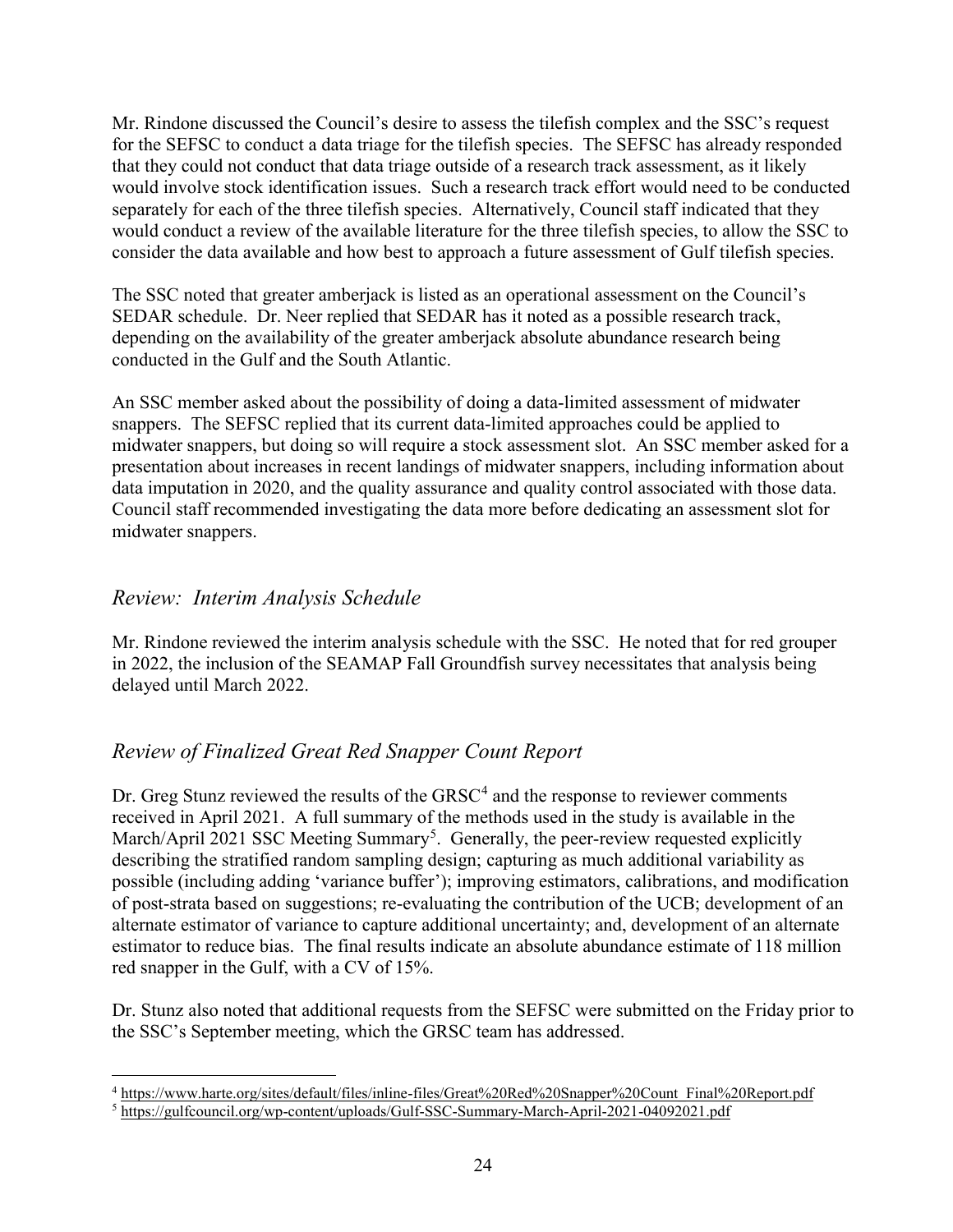Mr. Rindone discussed the Council's desire to assess the tilefish complex and the SSC's request for the SEFSC to conduct a data triage for the tilefish species. The SEFSC has already responded that they could not conduct that data triage outside of a research track assessment, as it likely would involve stock identification issues. Such a research track effort would need to be conducted separately for each of the three tilefish species. Alternatively, Council staff indicated that they would conduct a review of the available literature for the three tilefish species, to allow the SSC to consider the data available and how best to approach a future assessment of Gulf tilefish species.

The SSC noted that greater amberjack is listed as an operational assessment on the Council's SEDAR schedule. Dr. Neer replied that SEDAR has it noted as a possible research track, depending on the availability of the greater amberjack absolute abundance research being conducted in the Gulf and the South Atlantic.

An SSC member asked about the possibility of doing a data-limited assessment of midwater snappers. The SEFSC replied that its current data-limited approaches could be applied to midwater snappers, but doing so will require a stock assessment slot. An SSC member asked for a presentation about increases in recent landings of midwater snappers, including information about data imputation in 2020, and the quality assurance and quality control associated with those data. Council staff recommended investigating the data more before dedicating an assessment slot for midwater snappers.

## *Review: Interim Analysis Schedule*

Mr. Rindone reviewed the interim analysis schedule with the SSC. He noted that for red grouper in 2022, the inclusion of the SEAMAP Fall Groundfish survey necessitates that analysis being delayed until March 2022.

## *Review of Finalized Great Red Snapper Count Report*

Dr. Greg Stunz reviewed the results of the GRSC[4] and the response to reviewer comments received in April 2021. A full summary of the methods used in the study is available in the March/April 2021 SSC Meeting Summary[5]. Generally, the peer-review requested explicitly describing the stratified random sampling design; capturing as much additional variability as possible (including adding 'variance buffer'); improving estimators, calibrations, and modification of post-strata based on suggestions; re-evaluating the contribution of the UCB; development of an alternate estimator of variance to capture additional uncertainty; and, development of an alternate estimator to reduce bias. The final results indicate an absolute abundance estimate of 118 million red snapper in the Gulf, with a CV of 15%.

Dr. Stunz also noted that additional requests from the SEFSC were submitted on the Friday prior to the SSC's September meeting, which the GRSC team has addressed.

---

[4] https://www.harte.org/sites/default/files/inline-files/Great%20Red%20Snapper%20Count_Final%20Report.pdf

[5] https://gulfcouncil.org/wp-content/uploads/Gulf-SSC-Summary-March-April-2021-04092021.pdf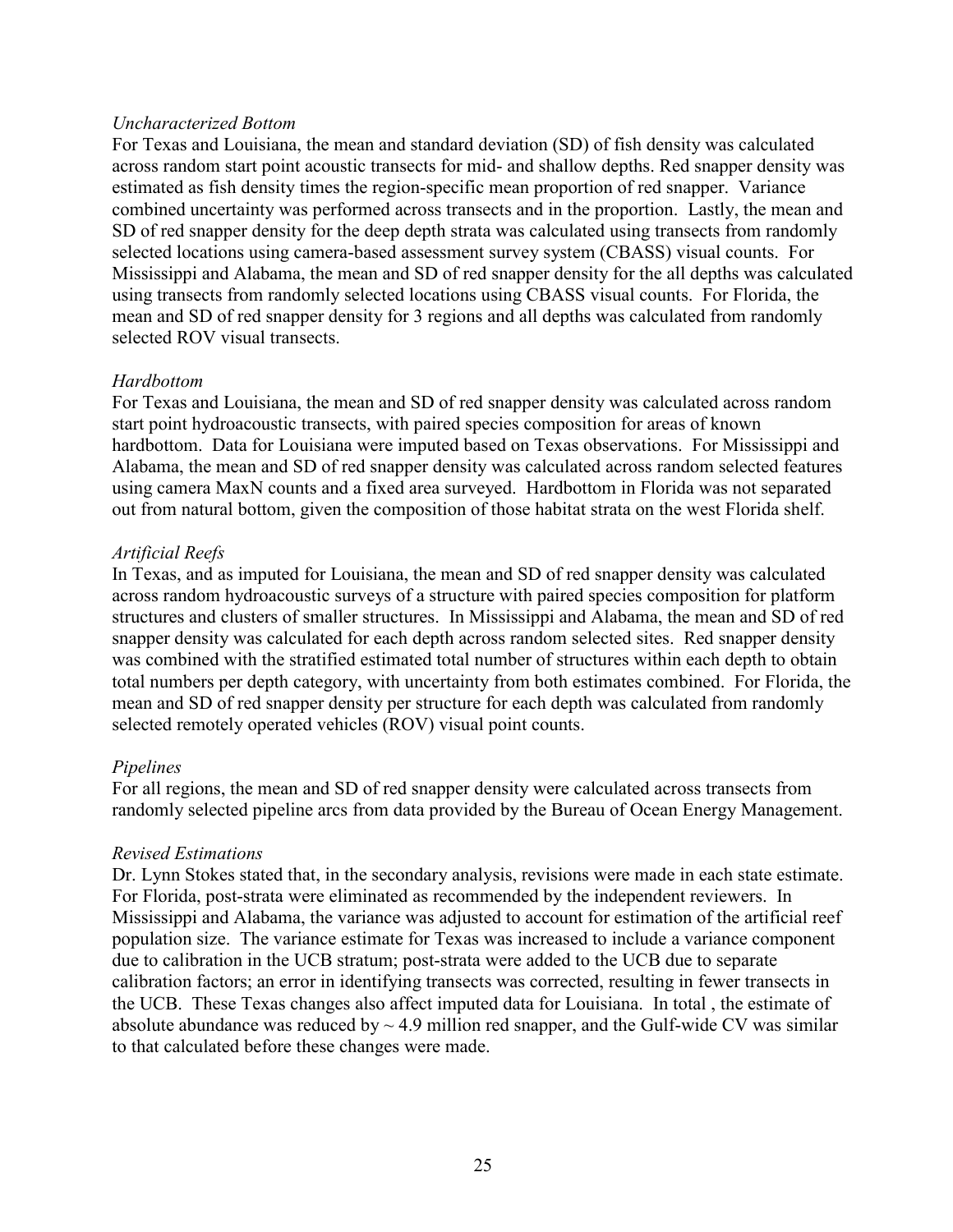*Uncharacterized Bottom*

For Texas and Louisiana, the mean and standard deviation (SD) of fish density was calculated across random start point acoustic transects for mid- and shallow depths. Red snapper density was estimated as fish density times the region-specific mean proportion of red snapper. Variance combined uncertainty was performed across transects and in the proportion. Lastly, the mean and SD of red snapper density for the deep depth strata was calculated using transects from randomly selected locations using camera-based assessment survey system (CBASS) visual counts. For Mississippi and Alabama, the mean and SD of red snapper density for the all depths was calculated using transects from randomly selected locations using CBASS visual counts. For Florida, the mean and SD of red snapper density for 3 regions and all depths was calculated from randomly selected ROV visual transects.

*Hardbottom*

For Texas and Louisiana, the mean and SD of red snapper density was calculated across random start point hydroacoustic transects, with paired species composition for areas of known hardbottom. Data for Louisiana were imputed based on Texas observations. For Mississippi and Alabama, the mean and SD of red snapper density was calculated across random selected features using camera MaxN counts and a fixed area surveyed. Hardbottom in Florida was not separated out from natural bottom, given the composition of those habitat strata on the west Florida shelf.

*Artificial Reefs*

In Texas, and as imputed for Louisiana, the mean and SD of red snapper density was calculated across random hydroacoustic surveys of a structure with paired species composition for platform structures and clusters of smaller structures. In Mississippi and Alabama, the mean and SD of red snapper density was calculated for each depth across random selected sites. Red snapper density was combined with the stratified estimated total number of structures within each depth to obtain total numbers per depth category, with uncertainty from both estimates combined. For Florida, the mean and SD of red snapper density per structure for each depth was calculated from randomly selected remotely operated vehicles (ROV) visual point counts.

*Pipelines*

For all regions, the mean and SD of red snapper density were calculated across transects from randomly selected pipeline arcs from data provided by the Bureau of Ocean Energy Management.

*Revised Estimations*

Dr. Lynn Stokes stated that, in the secondary analysis, revisions were made in each state estimate. For Florida, post-strata were eliminated as recommended by the independent reviewers. In Mississippi and Alabama, the variance was adjusted to account for estimation of the artificial reef population size. The variance estimate for Texas was increased to include a variance component due to calibration in the UCB stratum; post-strata were added to the UCB due to separate calibration factors; an error in identifying transects was corrected, resulting in fewer transects in the UCB. These Texas changes also affect imputed data for Louisiana. In total , the estimate of absolute abundance was reduced by ~ 4.9 million red snapper, and the Gulf-wide CV was similar to that calculated before these changes were made.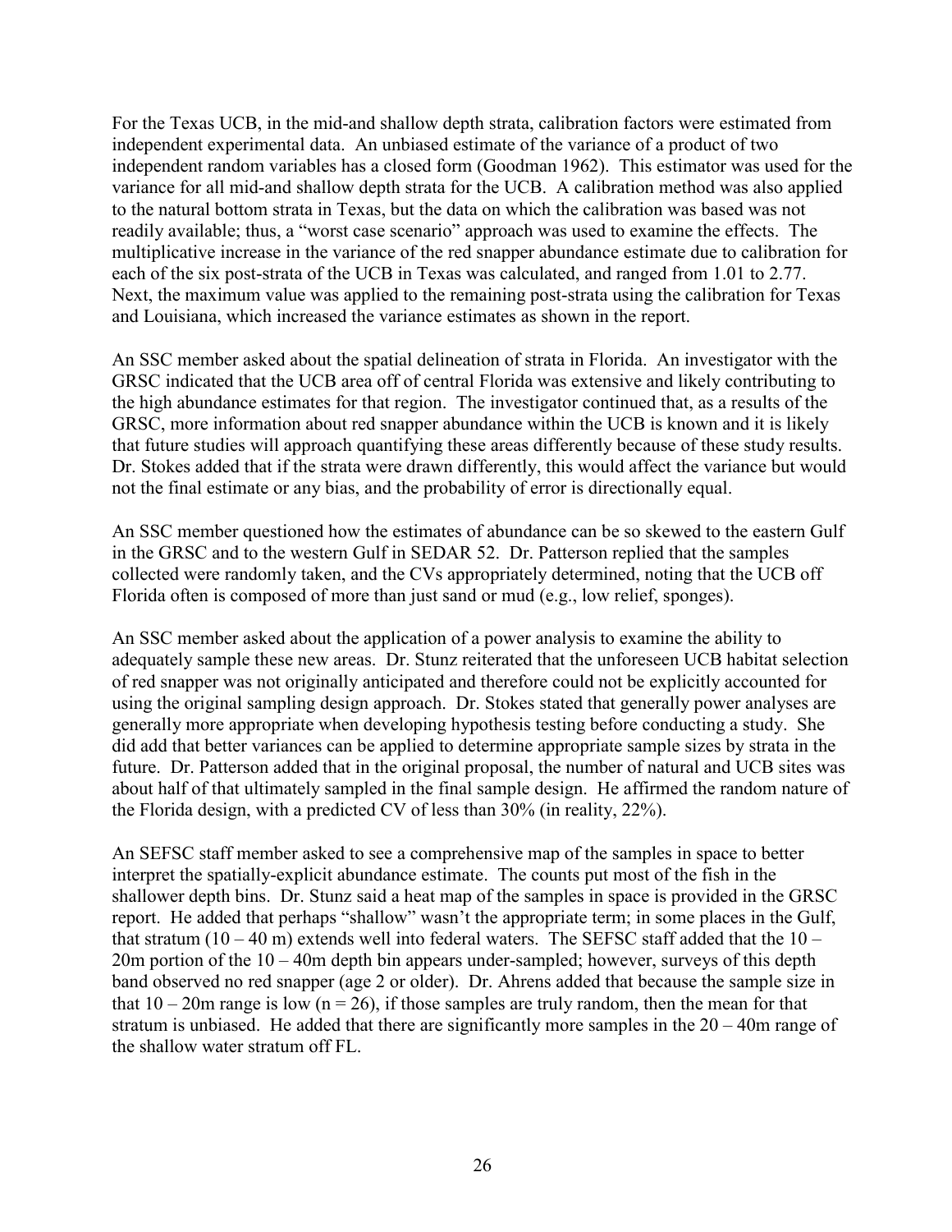For the Texas UCB, in the mid-and shallow depth strata, calibration factors were estimated from independent experimental data. An unbiased estimate of the variance of a product of two independent random variables has a closed form (Goodman 1962). This estimator was used for the variance for all mid-and shallow depth strata for the UCB. A calibration method was also applied to the natural bottom strata in Texas, but the data on which the calibration was based was not readily available; thus, a "worst case scenario" approach was used to examine the effects. The multiplicative increase in the variance of the red snapper abundance estimate due to calibration for each of the six post-strata of the UCB in Texas was calculated, and ranged from 1.01 to 2.77. Next, the maximum value was applied to the remaining post-strata using the calibration for Texas and Louisiana, which increased the variance estimates as shown in the report.

An SSC member asked about the spatial delineation of strata in Florida. An investigator with the GRSC indicated that the UCB area off of central Florida was extensive and likely contributing to the high abundance estimates for that region. The investigator continued that, as a results of the GRSC, more information about red snapper abundance within the UCB is known and it is likely that future studies will approach quantifying these areas differently because of these study results. Dr. Stokes added that if the strata were drawn differently, this would affect the variance but would not the final estimate or any bias, and the probability of error is directionally equal.

An SSC member questioned how the estimates of abundance can be so skewed to the eastern Gulf in the GRSC and to the western Gulf in SEDAR 52. Dr. Patterson replied that the samples collected were randomly taken, and the CVs appropriately determined, noting that the UCB off Florida often is composed of more than just sand or mud (e.g., low relief, sponges).

An SSC member asked about the application of a power analysis to examine the ability to adequately sample these new areas. Dr. Stunz reiterated that the unforeseen UCB habitat selection of red snapper was not originally anticipated and therefore could not be explicitly accounted for using the original sampling design approach. Dr. Stokes stated that generally power analyses are generally more appropriate when developing hypothesis testing before conducting a study. She did add that better variances can be applied to determine appropriate sample sizes by strata in the future. Dr. Patterson added that in the original proposal, the number of natural and UCB sites was about half of that ultimately sampled in the final sample design. He affirmed the random nature of the Florida design, with a predicted CV of less than 30% (in reality, 22%).

An SEFSC staff member asked to see a comprehensive map of the samples in space to better interpret the spatially-explicit abundance estimate. The counts put most of the fish in the shallower depth bins. Dr. Stunz said a heat map of the samples in space is provided in the GRSC report. He added that perhaps "shallow" wasn't the appropriate term; in some places in the Gulf, that stratum (10 – 40 m) extends well into federal waters. The SEFSC staff added that the 10 – 20m portion of the 10 – 40m depth bin appears under-sampled; however, surveys of this depth band observed no red snapper (age 2 or older). Dr. Ahrens added that because the sample size in that 10 – 20m range is low (n = 26), if those samples are truly random, then the mean for that stratum is unbiased. He added that there are significantly more samples in the 20 – 40m range of the shallow water stratum off FL.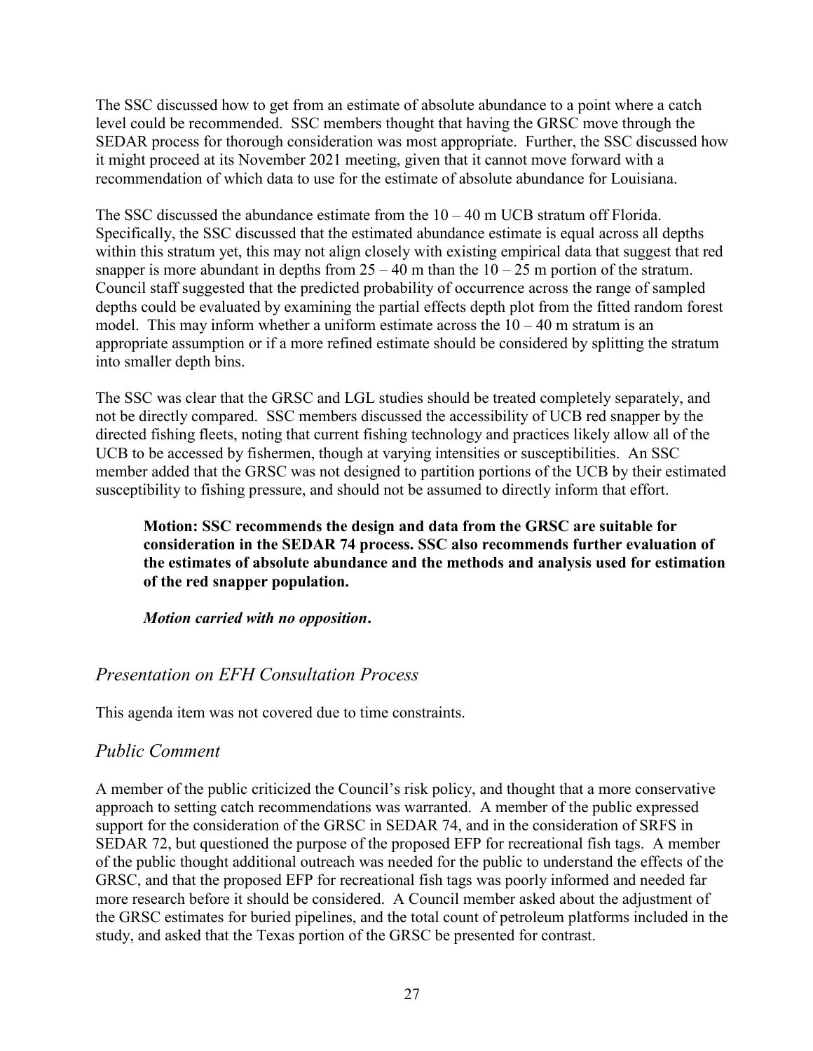The SSC discussed how to get from an estimate of absolute abundance to a point where a catch level could be recommended. SSC members thought that having the GRSC move through the SEDAR process for thorough consideration was most appropriate. Further, the SSC discussed how it might proceed at its November 2021 meeting, given that it cannot move forward with a recommendation of which data to use for the estimate of absolute abundance for Louisiana.

The SSC discussed the abundance estimate from the 10 – 40 m UCB stratum off Florida. Specifically, the SSC discussed that the estimated abundance estimate is equal across all depths within this stratum yet, this may not align closely with existing empirical data that suggest that red snapper is more abundant in depths from 25 – 40 m than the 10 – 25 m portion of the stratum. Council staff suggested that the predicted probability of occurrence across the range of sampled depths could be evaluated by examining the partial effects depth plot from the fitted random forest model. This may inform whether a uniform estimate across the 10 – 40 m stratum is an appropriate assumption or if a more refined estimate should be considered by splitting the stratum into smaller depth bins.

The SSC was clear that the GRSC and LGL studies should be treated completely separately, and not be directly compared. SSC members discussed the accessibility of UCB red snapper by the directed fishing fleets, noting that current fishing technology and practices likely allow all of the UCB to be accessed by fishermen, though at varying intensities or susceptibilities. An SSC member added that the GRSC was not designed to partition portions of the UCB by their estimated susceptibility to fishing pressure, and should not be assumed to directly inform that effort.

> **Motion: SSC recommends the design and data from the GRSC are suitable for consideration in the SEDAR 74 process. SSC also recommends further evaluation of the estimates of absolute abundance and the methods and analysis used for estimation of the red snapper population.**
>
> ***Motion carried with no opposition.***

## *Presentation on EFH Consultation Process*

This agenda item was not covered due to time constraints.

## *Public Comment*

A member of the public criticized the Council's risk policy, and thought that a more conservative approach to setting catch recommendations was warranted. A member of the public expressed support for the consideration of the GRSC in SEDAR 74, and in the consideration of SRFS in SEDAR 72, but questioned the purpose of the proposed EFP for recreational fish tags. A member of the public thought additional outreach was needed for the public to understand the effects of the GRSC, and that the proposed EFP for recreational fish tags was poorly informed and needed far more research before it should be considered. A Council member asked about the adjustment of the GRSC estimates for buried pipelines, and the total count of petroleum platforms included in the study, and asked that the Texas portion of the GRSC be presented for contrast.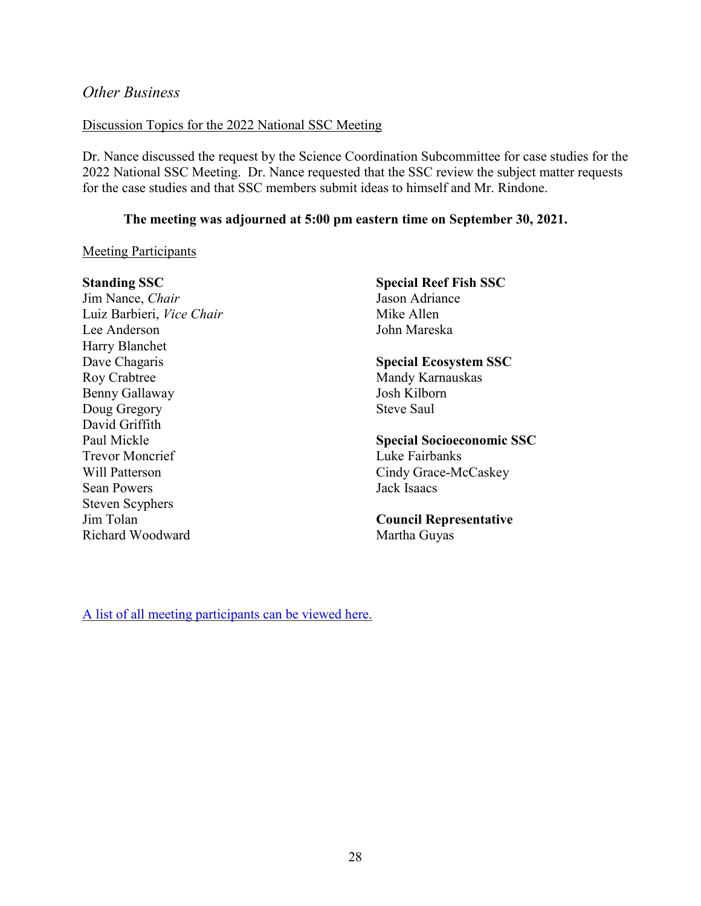*Other Business*

Discussion Topics for the 2022 National SSC Meeting

Dr. Nance discussed the request by the Science Coordination Subcommittee for case studies for the 2022 National SSC Meeting. Dr. Nance requested that the SSC review the subject matter requests for the case studies and that SSC members submit ideas to himself and Mr. Rindone.

**The meeting was adjourned at 5:00 pm eastern time on September 30, 2021.**

Meeting Participants

**Standing SSC**
Jim Nance, *Chair*
Luiz Barbieri, *Vice Chair*
Lee Anderson
Harry Blanchet
Dave Chagaris
Roy Crabtree
Benny Gallaway
Doug Gregory
David Griffith
Paul Mickle
Trevor Moncrief
Will Patterson
Sean Powers
Steven Scyphers
Jim Tolan
Richard Woodward

**Special Reef Fish SSC**
Jason Adriance
Mike Allen
John Mareska

**Special Ecosystem SSC**
Mandy Karnauskas
Josh Kilborn
Steve Saul

**Special Socioeconomic SSC**
Luke Fairbanks
Cindy Grace-McCaskey
Jack Isaacs

**Council Representative**
Martha Guyas

A list of all meeting participants can be viewed here.